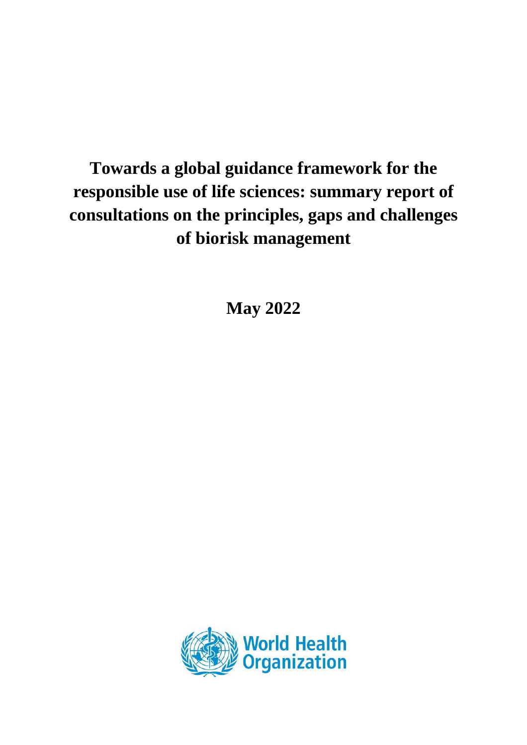# Towards a global guidance framework for the responsible use of life sciences: summary report of consultations on the principles, gaps and challenges of biorisk management

**May 2022**

World Health Organization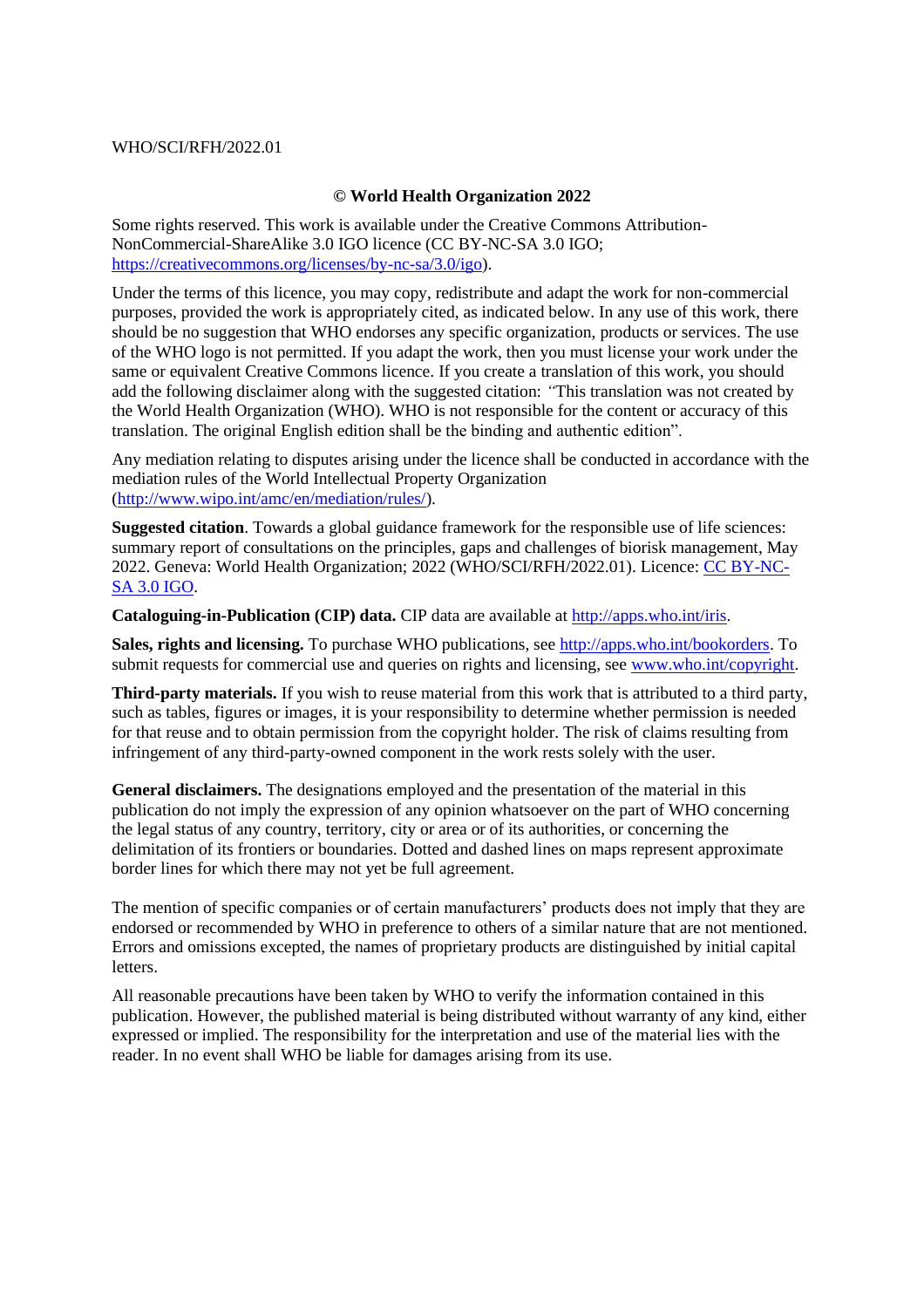WHO/SCI/RFH/2022.01

**© World Health Organization 2022**

Some rights reserved. This work is available under the Creative Commons Attribution-NonCommercial-ShareAlike 3.0 IGO licence (CC BY-NC-SA 3.0 IGO; https://creativecommons.org/licenses/by-nc-sa/3.0/igo).

Under the terms of this licence, you may copy, redistribute and adapt the work for non-commercial purposes, provided the work is appropriately cited, as indicated below. In any use of this work, there should be no suggestion that WHO endorses any specific organization, products or services. The use of the WHO logo is not permitted. If you adapt the work, then you must license your work under the same or equivalent Creative Commons licence. If you create a translation of this work, you should add the following disclaimer along with the suggested citation: "This translation was not created by the World Health Organization (WHO). WHO is not responsible for the content or accuracy of this translation. The original English edition shall be the binding and authentic edition".

Any mediation relating to disputes arising under the licence shall be conducted in accordance with the mediation rules of the World Intellectual Property Organization (http://www.wipo.int/amc/en/mediation/rules/).

**Suggested citation**. Towards a global guidance framework for the responsible use of life sciences: summary report of consultations on the principles, gaps and challenges of biorisk management, May 2022. Geneva: World Health Organization; 2022 (WHO/SCI/RFH/2022.01). Licence: CC BY-NC-SA 3.0 IGO.

**Cataloguing-in-Publication (CIP) data.** CIP data are available at http://apps.who.int/iris.

**Sales, rights and licensing.** To purchase WHO publications, see http://apps.who.int/bookorders. To submit requests for commercial use and queries on rights and licensing, see www.who.int/copyright.

**Third-party materials.** If you wish to reuse material from this work that is attributed to a third party, such as tables, figures or images, it is your responsibility to determine whether permission is needed for that reuse and to obtain permission from the copyright holder. The risk of claims resulting from infringement of any third-party-owned component in the work rests solely with the user.

**General disclaimers.** The designations employed and the presentation of the material in this publication do not imply the expression of any opinion whatsoever on the part of WHO concerning the legal status of any country, territory, city or area or of its authorities, or concerning the delimitation of its frontiers or boundaries. Dotted and dashed lines on maps represent approximate border lines for which there may not yet be full agreement.

The mention of specific companies or of certain manufacturers' products does not imply that they are endorsed or recommended by WHO in preference to others of a similar nature that are not mentioned. Errors and omissions excepted, the names of proprietary products are distinguished by initial capital letters.

All reasonable precautions have been taken by WHO to verify the information contained in this publication. However, the published material is being distributed without warranty of any kind, either expressed or implied. The responsibility for the interpretation and use of the material lies with the reader. In no event shall WHO be liable for damages arising from its use.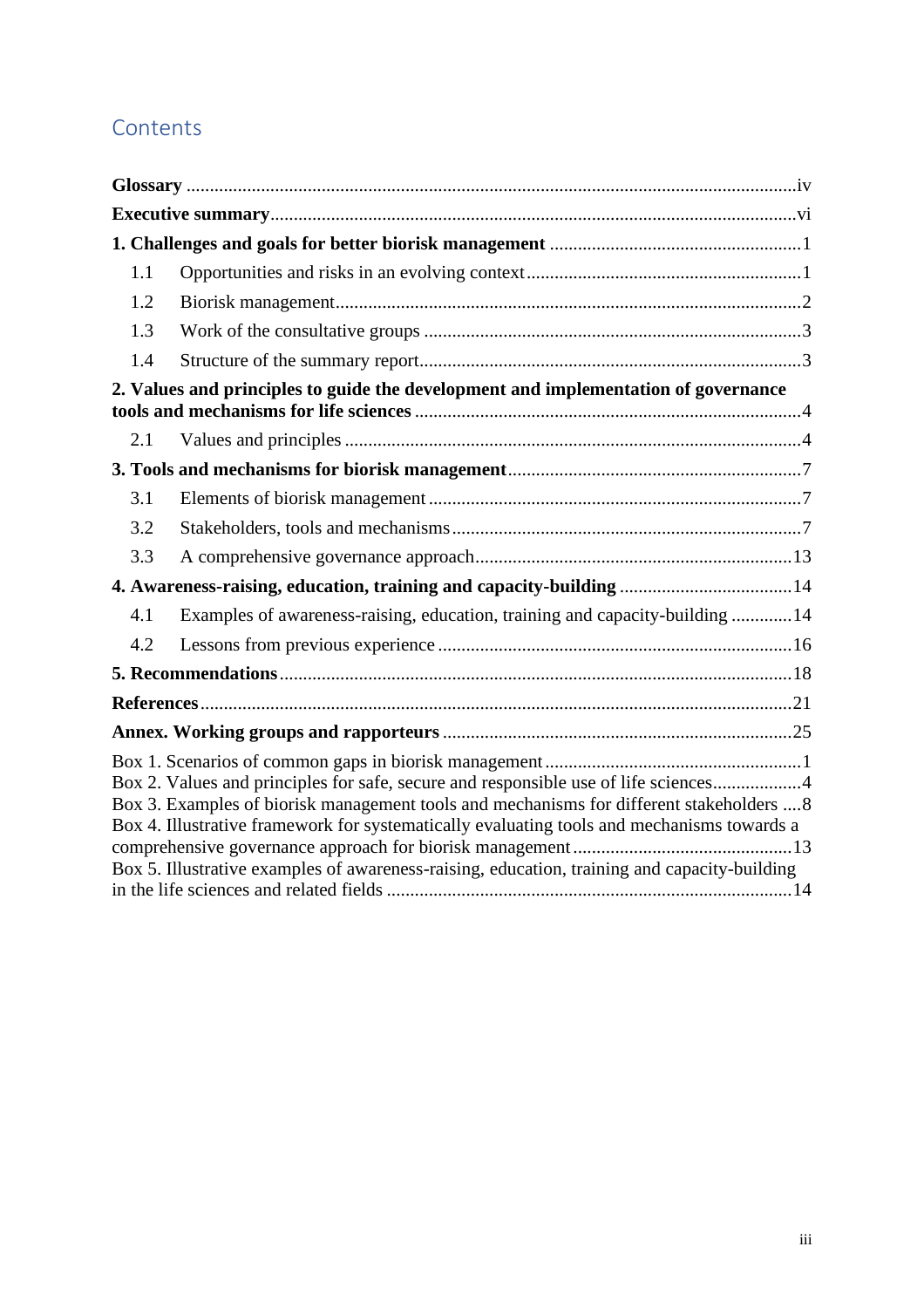## Contents

**Glossary** ... iv

**Executive summary** ... vi

**1. Challenges and goals for better biorisk management** ... 1

- 1.1 Opportunities and risks in an evolving context ... 1
- 1.2 Biorisk management ... 2
- 1.3 Work of the consultative groups ... 3
- 1.4 Structure of the summary report ... 3

**2. Values and principles to guide the development and implementation of governance tools and mechanisms for life sciences** ... 4

- 2.1 Values and principles ... 4

**3. Tools and mechanisms for biorisk management** ... 7

- 3.1 Elements of biorisk management ... 7
- 3.2 Stakeholders, tools and mechanisms ... 7
- 3.3 A comprehensive governance approach ... 13

**4. Awareness-raising, education, training and capacity-building** ... 14

- 4.1 Examples of awareness-raising, education, training and capacity-building ... 14
- 4.2 Lessons from previous experience ... 16

**5. Recommendations** ... 18

**References** ... 21

**Annex. Working groups and rapporteurs** ... 25

Box 1. Scenarios of common gaps in biorisk management ... 1
Box 2. Values and principles for safe, secure and responsible use of life sciences ... 4
Box 3. Examples of biorisk management tools and mechanisms for different stakeholders ... 8
Box 4. Illustrative framework for systematically evaluating tools and mechanisms towards a comprehensive governance approach for biorisk management ... 13
Box 5. Illustrative examples of awareness-raising, education, training and capacity-building in the life sciences and related fields ... 14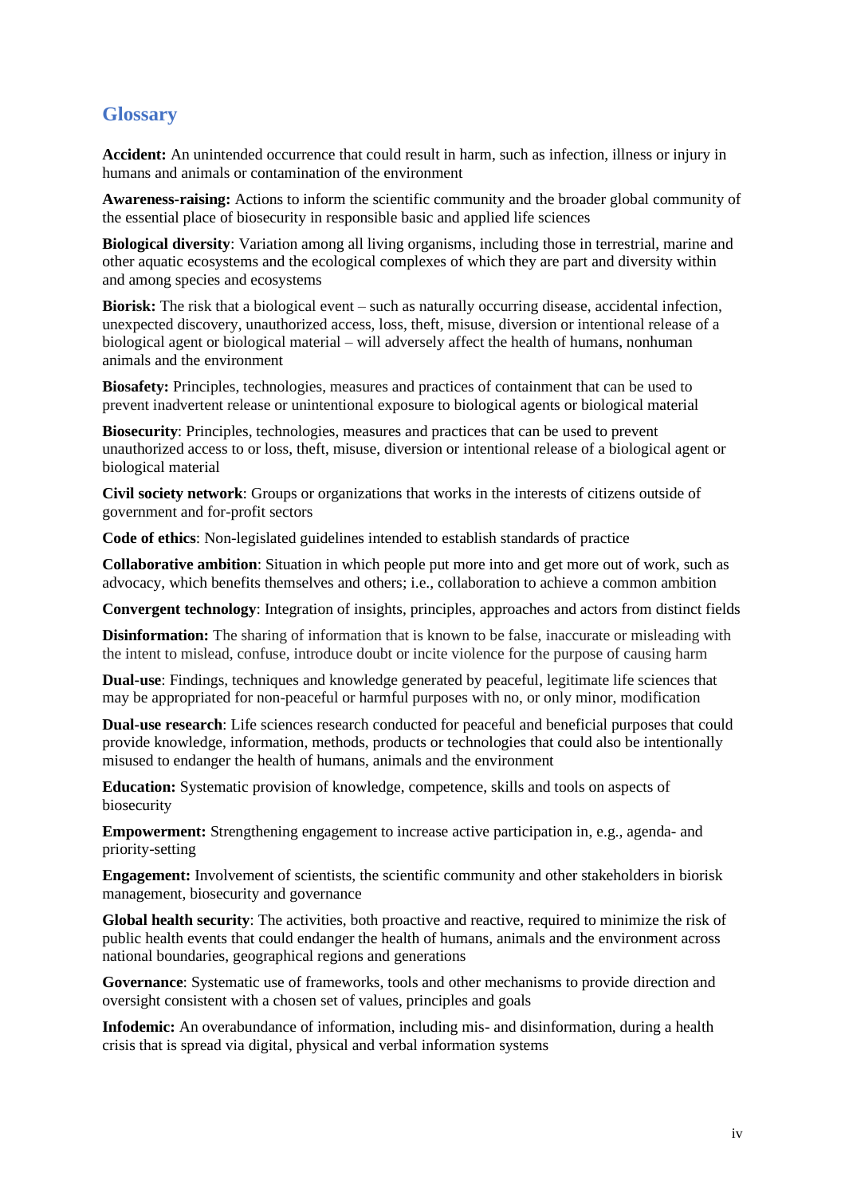## Glossary

**Accident:** An unintended occurrence that could result in harm, such as infection, illness or injury in humans and animals or contamination of the environment

**Awareness-raising:** Actions to inform the scientific community and the broader global community of the essential place of biosecurity in responsible basic and applied life sciences

**Biological diversity**: Variation among all living organisms, including those in terrestrial, marine and other aquatic ecosystems and the ecological complexes of which they are part and diversity within and among species and ecosystems

**Biorisk:** The risk that a biological event – such as naturally occurring disease, accidental infection, unexpected discovery, unauthorized access, loss, theft, misuse, diversion or intentional release of a biological agent or biological material – will adversely affect the health of humans, nonhuman animals and the environment

**Biosafety:** Principles, technologies, measures and practices of containment that can be used to prevent inadvertent release or unintentional exposure to biological agents or biological material

**Biosecurity**: Principles, technologies, measures and practices that can be used to prevent unauthorized access to or loss, theft, misuse, diversion or intentional release of a biological agent or biological material

**Civil society network**: Groups or organizations that works in the interests of citizens outside of government and for-profit sectors

**Code of ethics**: Non-legislated guidelines intended to establish standards of practice

**Collaborative ambition**: Situation in which people put more into and get more out of work, such as advocacy, which benefits themselves and others; i.e., collaboration to achieve a common ambition

**Convergent technology**: Integration of insights, principles, approaches and actors from distinct fields

**Disinformation:** The sharing of information that is known to be false, inaccurate or misleading with the intent to mislead, confuse, introduce doubt or incite violence for the purpose of causing harm

**Dual-use**: Findings, techniques and knowledge generated by peaceful, legitimate life sciences that may be appropriated for non-peaceful or harmful purposes with no, or only minor, modification

**Dual-use research**: Life sciences research conducted for peaceful and beneficial purposes that could provide knowledge, information, methods, products or technologies that could also be intentionally misused to endanger the health of humans, animals and the environment

**Education:** Systematic provision of knowledge, competence, skills and tools on aspects of biosecurity

**Empowerment:** Strengthening engagement to increase active participation in, e.g., agenda- and priority-setting

**Engagement:** Involvement of scientists, the scientific community and other stakeholders in biorisk management, biosecurity and governance

**Global health security**: The activities, both proactive and reactive, required to minimize the risk of public health events that could endanger the health of humans, animals and the environment across national boundaries, geographical regions and generations

**Governance**: Systematic use of frameworks, tools and other mechanisms to provide direction and oversight consistent with a chosen set of values, principles and goals

**Infodemic:** An overabundance of information, including mis- and disinformation, during a health crisis that is spread via digital, physical and verbal information systems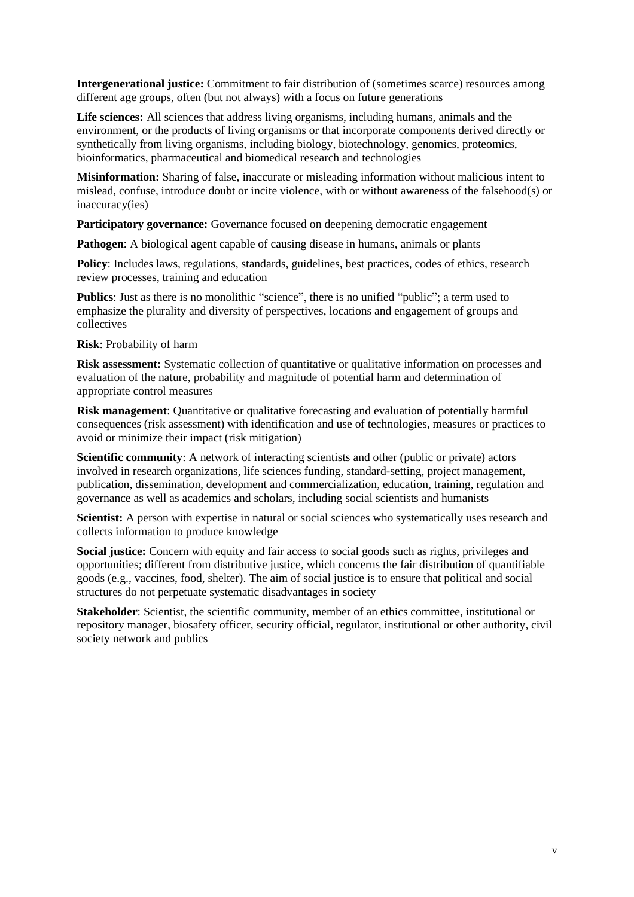**Intergenerational justice:** Commitment to fair distribution of (sometimes scarce) resources among different age groups, often (but not always) with a focus on future generations

**Life sciences:** All sciences that address living organisms, including humans, animals and the environment, or the products of living organisms or that incorporate components derived directly or synthetically from living organisms, including biology, biotechnology, genomics, proteomics, bioinformatics, pharmaceutical and biomedical research and technologies

**Misinformation:** Sharing of false, inaccurate or misleading information without malicious intent to mislead, confuse, introduce doubt or incite violence, with or without awareness of the falsehood(s) or inaccuracy(ies)

**Participatory governance:** Governance focused on deepening democratic engagement

**Pathogen**: A biological agent capable of causing disease in humans, animals or plants

**Policy**: Includes laws, regulations, standards, guidelines, best practices, codes of ethics, research review processes, training and education

**Publics**: Just as there is no monolithic "science", there is no unified "public"; a term used to emphasize the plurality and diversity of perspectives, locations and engagement of groups and collectives

**Risk**: Probability of harm

**Risk assessment:** Systematic collection of quantitative or qualitative information on processes and evaluation of the nature, probability and magnitude of potential harm and determination of appropriate control measures

**Risk management**: Quantitative or qualitative forecasting and evaluation of potentially harmful consequences (risk assessment) with identification and use of technologies, measures or practices to avoid or minimize their impact (risk mitigation)

**Scientific community**: A network of interacting scientists and other (public or private) actors involved in research organizations, life sciences funding, standard-setting, project management, publication, dissemination, development and commercialization, education, training, regulation and governance as well as academics and scholars, including social scientists and humanists

**Scientist:** A person with expertise in natural or social sciences who systematically uses research and collects information to produce knowledge

**Social justice:** Concern with equity and fair access to social goods such as rights, privileges and opportunities; different from distributive justice, which concerns the fair distribution of quantifiable goods (e.g., vaccines, food, shelter). The aim of social justice is to ensure that political and social structures do not perpetuate systematic disadvantages in society

**Stakeholder**: Scientist, the scientific community, member of an ethics committee, institutional or repository manager, biosafety officer, security official, regulator, institutional or other authority, civil society network and publics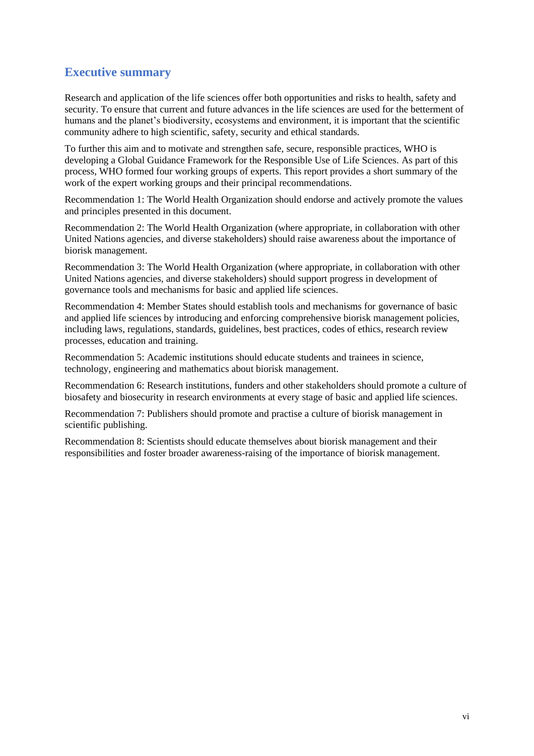## Executive summary

Research and application of the life sciences offer both opportunities and risks to health, safety and security. To ensure that current and future advances in the life sciences are used for the betterment of humans and the planet's biodiversity, ecosystems and environment, it is important that the scientific community adhere to high scientific, safety, security and ethical standards.

To further this aim and to motivate and strengthen safe, secure, responsible practices, WHO is developing a Global Guidance Framework for the Responsible Use of Life Sciences. As part of this process, WHO formed four working groups of experts. This report provides a short summary of the work of the expert working groups and their principal recommendations.

Recommendation 1: The World Health Organization should endorse and actively promote the values and principles presented in this document.

Recommendation 2: The World Health Organization (where appropriate, in collaboration with other United Nations agencies, and diverse stakeholders) should raise awareness about the importance of biorisk management.

Recommendation 3: The World Health Organization (where appropriate, in collaboration with other United Nations agencies, and diverse stakeholders) should support progress in development of governance tools and mechanisms for basic and applied life sciences.

Recommendation 4: Member States should establish tools and mechanisms for governance of basic and applied life sciences by introducing and enforcing comprehensive biorisk management policies, including laws, regulations, standards, guidelines, best practices, codes of ethics, research review processes, education and training.

Recommendation 5: Academic institutions should educate students and trainees in science, technology, engineering and mathematics about biorisk management.

Recommendation 6: Research institutions, funders and other stakeholders should promote a culture of biosafety and biosecurity in research environments at every stage of basic and applied life sciences.

Recommendation 7: Publishers should promote and practise a culture of biorisk management in scientific publishing.

Recommendation 8: Scientists should educate themselves about biorisk management and their responsibilities and foster broader awareness-raising of the importance of biorisk management.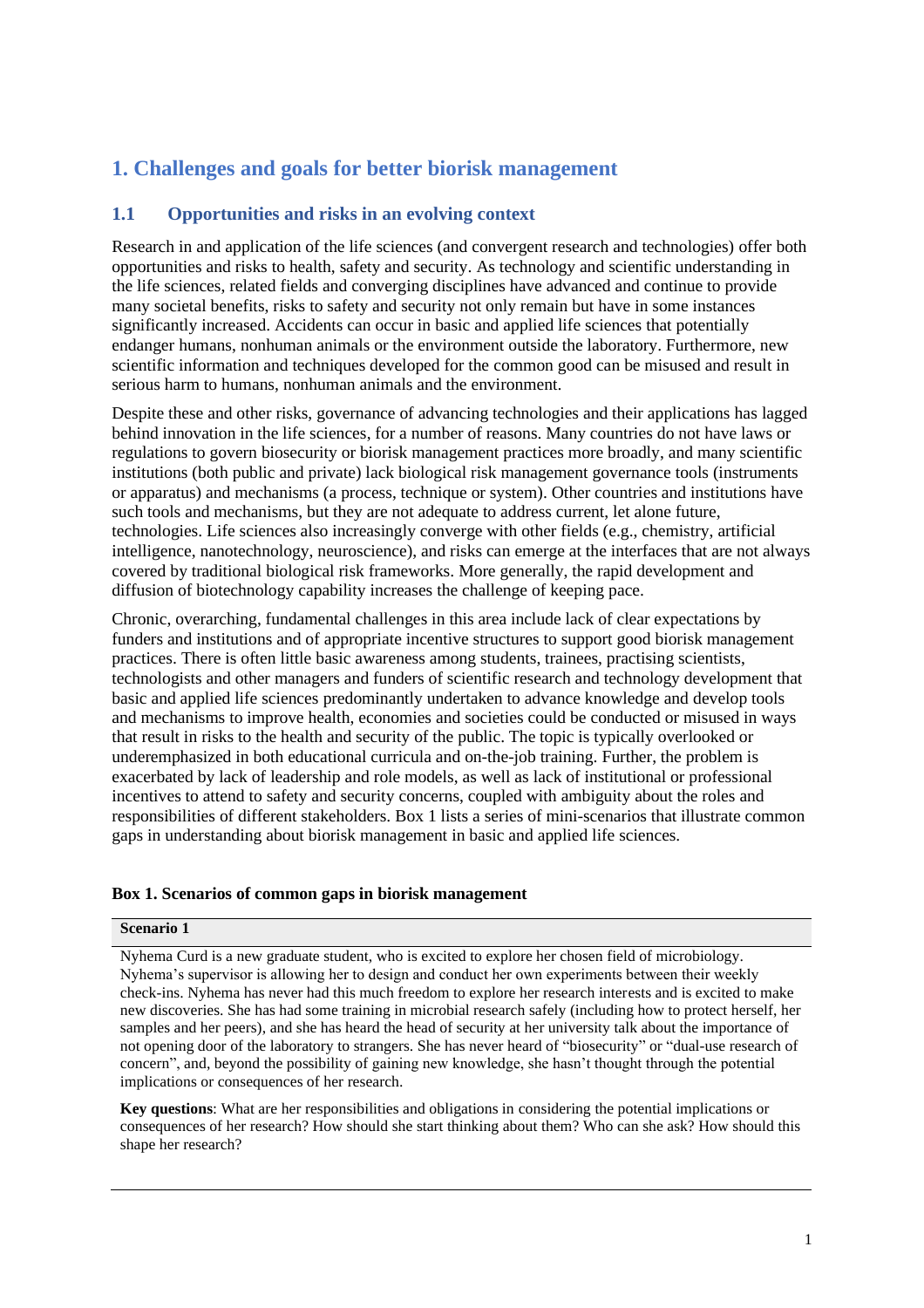# 1. Challenges and goals for better biorisk management

## 1.1 Opportunities and risks in an evolving context

Research in and application of the life sciences (and convergent research and technologies) offer both opportunities and risks to health, safety and security. As technology and scientific understanding in the life sciences, related fields and converging disciplines have advanced and continue to provide many societal benefits, risks to safety and security not only remain but have in some instances significantly increased. Accidents can occur in basic and applied life sciences that potentially endanger humans, nonhuman animals or the environment outside the laboratory. Furthermore, new scientific information and techniques developed for the common good can be misused and result in serious harm to humans, nonhuman animals and the environment.

Despite these and other risks, governance of advancing technologies and their applications has lagged behind innovation in the life sciences, for a number of reasons. Many countries do not have laws or regulations to govern biosecurity or biorisk management practices more broadly, and many scientific institutions (both public and private) lack biological risk management governance tools (instruments or apparatus) and mechanisms (a process, technique or system). Other countries and institutions have such tools and mechanisms, but they are not adequate to address current, let alone future, technologies. Life sciences also increasingly converge with other fields (e.g., chemistry, artificial intelligence, nanotechnology, neuroscience), and risks can emerge at the interfaces that are not always covered by traditional biological risk frameworks. More generally, the rapid development and diffusion of biotechnology capability increases the challenge of keeping pace.

Chronic, overarching, fundamental challenges in this area include lack of clear expectations by funders and institutions and of appropriate incentive structures to support good biorisk management practices. There is often little basic awareness among students, trainees, practising scientists, technologists and other managers and funders of scientific research and technology development that basic and applied life sciences predominantly undertaken to advance knowledge and develop tools and mechanisms to improve health, economies and societies could be conducted or misused in ways that result in risks to the health and security of the public. The topic is typically overlooked or underemphasized in both educational curricula and on-the-job training. Further, the problem is exacerbated by lack of leadership and role models, as well as lack of institutional or professional incentives to attend to safety and security concerns, coupled with ambiguity about the roles and responsibilities of different stakeholders. Box 1 lists a series of mini-scenarios that illustrate common gaps in understanding about biorisk management in basic and applied life sciences.

**Box 1. Scenarios of common gaps in biorisk management**

**Scenario 1**

Nyhema Curd is a new graduate student, who is excited to explore her chosen field of microbiology. Nyhema's supervisor is allowing her to design and conduct her own experiments between their weekly check-ins. Nyhema has never had this much freedom to explore her research interests and is excited to make new discoveries. She has had some training in microbial research safely (including how to protect herself, her samples and her peers), and she has heard the head of security at her university talk about the importance of not opening door of the laboratory to strangers. She has never heard of "biosecurity" or "dual-use research of concern", and, beyond the possibility of gaining new knowledge, she hasn't thought through the potential implications or consequences of her research.

**Key questions**: What are her responsibilities and obligations in considering the potential implications or consequences of her research? How should she start thinking about them? Who can she ask? How should this shape her research?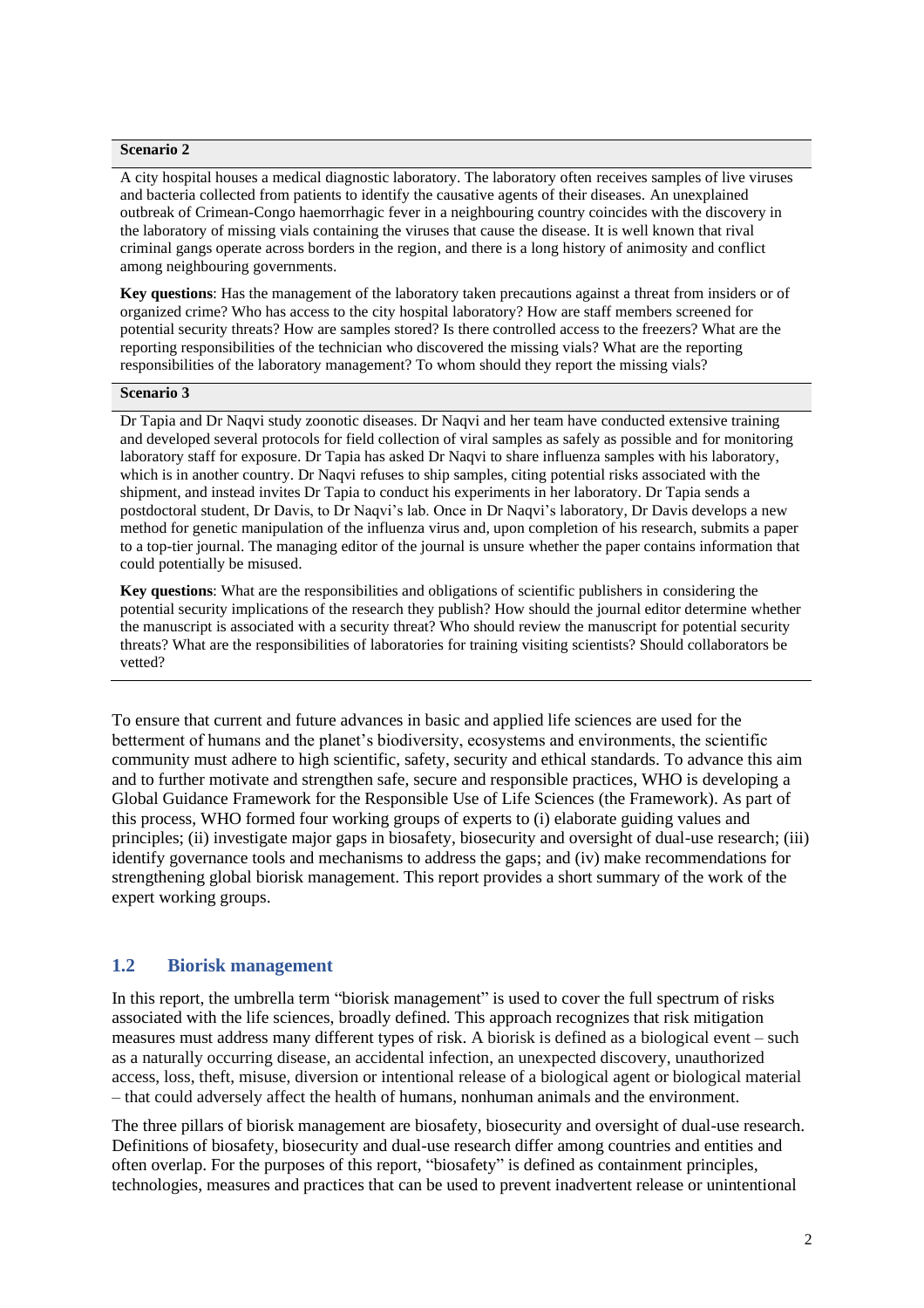**Scenario 2**

A city hospital houses a medical diagnostic laboratory. The laboratory often receives samples of live viruses and bacteria collected from patients to identify the causative agents of their diseases. An unexplained outbreak of Crimean-Congo haemorrhagic fever in a neighbouring country coincides with the discovery in the laboratory of missing vials containing the viruses that cause the disease. It is well known that rival criminal gangs operate across borders in the region, and there is a long history of animosity and conflict among neighbouring governments.

**Key questions**: Has the management of the laboratory taken precautions against a threat from insiders or of organized crime? Who has access to the city hospital laboratory? How are staff members screened for potential security threats? How are samples stored? Is there controlled access to the freezers? What are the reporting responsibilities of the technician who discovered the missing vials? What are the reporting responsibilities of the laboratory management? To whom should they report the missing vials?

**Scenario 3**

Dr Tapia and Dr Naqvi study zoonotic diseases. Dr Naqvi and her team have conducted extensive training and developed several protocols for field collection of viral samples as safely as possible and for monitoring laboratory staff for exposure. Dr Tapia has asked Dr Naqvi to share influenza samples with his laboratory, which is in another country. Dr Naqvi refuses to ship samples, citing potential risks associated with the shipment, and instead invites Dr Tapia to conduct his experiments in her laboratory. Dr Tapia sends a postdoctoral student, Dr Davis, to Dr Naqvi's lab. Once in Dr Naqvi's laboratory, Dr Davis develops a new method for genetic manipulation of the influenza virus and, upon completion of his research, submits a paper to a top-tier journal. The managing editor of the journal is unsure whether the paper contains information that could potentially be misused.

**Key questions**: What are the responsibilities and obligations of scientific publishers in considering the potential security implications of the research they publish? How should the journal editor determine whether the manuscript is associated with a security threat? Who should review the manuscript for potential security threats? What are the responsibilities of laboratories for training visiting scientists? Should collaborators be vetted?

To ensure that current and future advances in basic and applied life sciences are used for the betterment of humans and the planet's biodiversity, ecosystems and environments, the scientific community must adhere to high scientific, safety, security and ethical standards. To advance this aim and to further motivate and strengthen safe, secure and responsible practices, WHO is developing a Global Guidance Framework for the Responsible Use of Life Sciences (the Framework). As part of this process, WHO formed four working groups of experts to (i) elaborate guiding values and principles; (ii) investigate major gaps in biosafety, biosecurity and oversight of dual-use research; (iii) identify governance tools and mechanisms to address the gaps; and (iv) make recommendations for strengthening global biorisk management. This report provides a short summary of the work of the expert working groups.

## 1.2 Biorisk management

In this report, the umbrella term "biorisk management" is used to cover the full spectrum of risks associated with the life sciences, broadly defined. This approach recognizes that risk mitigation measures must address many different types of risk. A biorisk is defined as a biological event – such as a naturally occurring disease, an accidental infection, an unexpected discovery, unauthorized access, loss, theft, misuse, diversion or intentional release of a biological agent or biological material – that could adversely affect the health of humans, nonhuman animals and the environment.

The three pillars of biorisk management are biosafety, biosecurity and oversight of dual-use research. Definitions of biosafety, biosecurity and dual-use research differ among countries and entities and often overlap. For the purposes of this report, "biosafety" is defined as containment principles, technologies, measures and practices that can be used to prevent inadvertent release or unintentional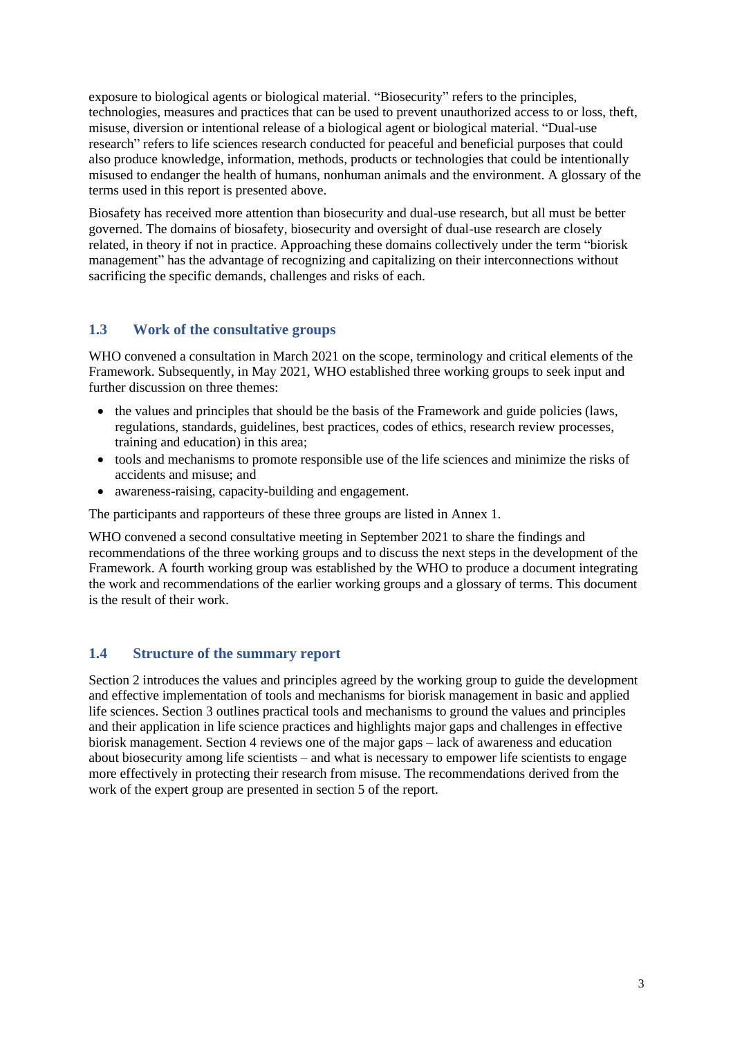exposure to biological agents or biological material. "Biosecurity" refers to the principles, technologies, measures and practices that can be used to prevent unauthorized access to or loss, theft, misuse, diversion or intentional release of a biological agent or biological material. "Dual-use research" refers to life sciences research conducted for peaceful and beneficial purposes that could also produce knowledge, information, methods, products or technologies that could be intentionally misused to endanger the health of humans, nonhuman animals and the environment. A glossary of the terms used in this report is presented above.

Biosafety has received more attention than biosecurity and dual-use research, but all must be better governed. The domains of biosafety, biosecurity and oversight of dual-use research are closely related, in theory if not in practice. Approaching these domains collectively under the term "biorisk management" has the advantage of recognizing and capitalizing on their interconnections without sacrificing the specific demands, challenges and risks of each.

## 1.3 Work of the consultative groups

WHO convened a consultation in March 2021 on the scope, terminology and critical elements of the Framework. Subsequently, in May 2021, WHO established three working groups to seek input and further discussion on three themes:

- the values and principles that should be the basis of the Framework and guide policies (laws, regulations, standards, guidelines, best practices, codes of ethics, research review processes, training and education) in this area;
- tools and mechanisms to promote responsible use of the life sciences and minimize the risks of accidents and misuse; and
- awareness-raising, capacity-building and engagement.

The participants and rapporteurs of these three groups are listed in Annex 1.

WHO convened a second consultative meeting in September 2021 to share the findings and recommendations of the three working groups and to discuss the next steps in the development of the Framework. A fourth working group was established by the WHO to produce a document integrating the work and recommendations of the earlier working groups and a glossary of terms. This document is the result of their work.

## 1.4 Structure of the summary report

Section 2 introduces the values and principles agreed by the working group to guide the development and effective implementation of tools and mechanisms for biorisk management in basic and applied life sciences. Section 3 outlines practical tools and mechanisms to ground the values and principles and their application in life science practices and highlights major gaps and challenges in effective biorisk management. Section 4 reviews one of the major gaps – lack of awareness and education about biosecurity among life scientists – and what is necessary to empower life scientists to engage more effectively in protecting their research from misuse. The recommendations derived from the work of the expert group are presented in section 5 of the report.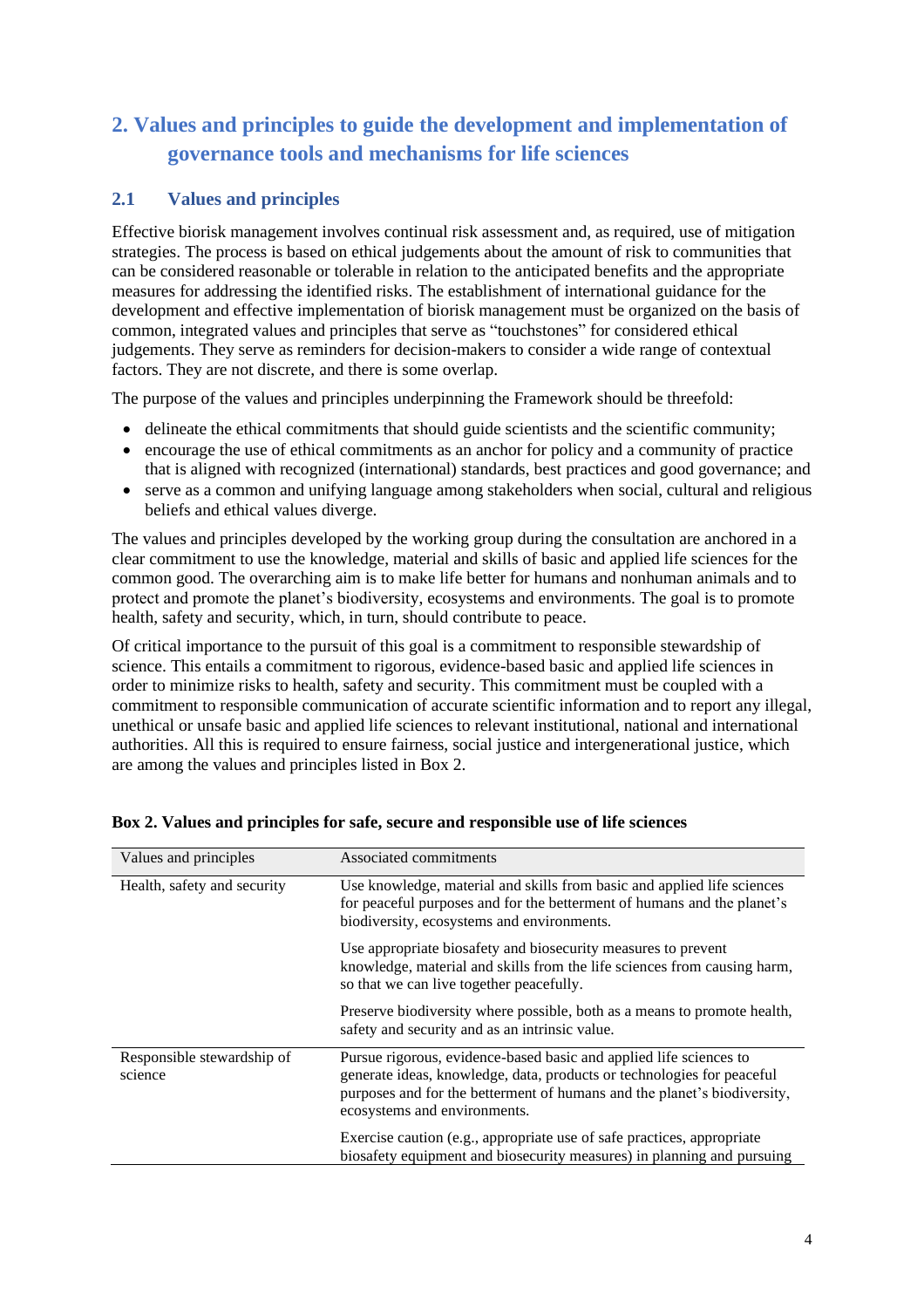## 2. Values and principles to guide the development and implementation of governance tools and mechanisms for life sciences

### 2.1 Values and principles

Effective biorisk management involves continual risk assessment and, as required, use of mitigation strategies. The process is based on ethical judgements about the amount of risk to communities that can be considered reasonable or tolerable in relation to the anticipated benefits and the appropriate measures for addressing the identified risks. The establishment of international guidance for the development and effective implementation of biorisk management must be organized on the basis of common, integrated values and principles that serve as "touchstones" for considered ethical judgements. They serve as reminders for decision-makers to consider a wide range of contextual factors. They are not discrete, and there is some overlap.

The purpose of the values and principles underpinning the Framework should be threefold:

- delineate the ethical commitments that should guide scientists and the scientific community;
- encourage the use of ethical commitments as an anchor for policy and a community of practice that is aligned with recognized (international) standards, best practices and good governance; and
- serve as a common and unifying language among stakeholders when social, cultural and religious beliefs and ethical values diverge.

The values and principles developed by the working group during the consultation are anchored in a clear commitment to use the knowledge, material and skills of basic and applied life sciences for the common good. The overarching aim is to make life better for humans and nonhuman animals and to protect and promote the planet's biodiversity, ecosystems and environments. The goal is to promote health, safety and security, which, in turn, should contribute to peace.

Of critical importance to the pursuit of this goal is a commitment to responsible stewardship of science. This entails a commitment to rigorous, evidence-based basic and applied life sciences in order to minimize risks to health, safety and security. This commitment must be coupled with a commitment to responsible communication of accurate scientific information and to report any illegal, unethical or unsafe basic and applied life sciences to relevant institutional, national and international authorities. All this is required to ensure fairness, social justice and intergenerational justice, which are among the values and principles listed in Box 2.

**Box 2. Values and principles for safe, secure and responsible use of life sciences**

| Values and principles | Associated commitments |
|---|---|
| Health, safety and security | Use knowledge, material and skills from basic and applied life sciences for peaceful purposes and for the betterment of humans and the planet's biodiversity, ecosystems and environments. |
| | Use appropriate biosafety and biosecurity measures to prevent knowledge, material and skills from the life sciences from causing harm, so that we can live together peacefully. |
| | Preserve biodiversity where possible, both as a means to promote health, safety and security and as an intrinsic value. |
| Responsible stewardship of science | Pursue rigorous, evidence-based basic and applied life sciences to generate ideas, knowledge, data, products or technologies for peaceful purposes and for the betterment of humans and the planet's biodiversity, ecosystems and environments. |
| | Exercise caution (e.g., appropriate use of safe practices, appropriate biosafety equipment and biosecurity measures) in planning and pursuing |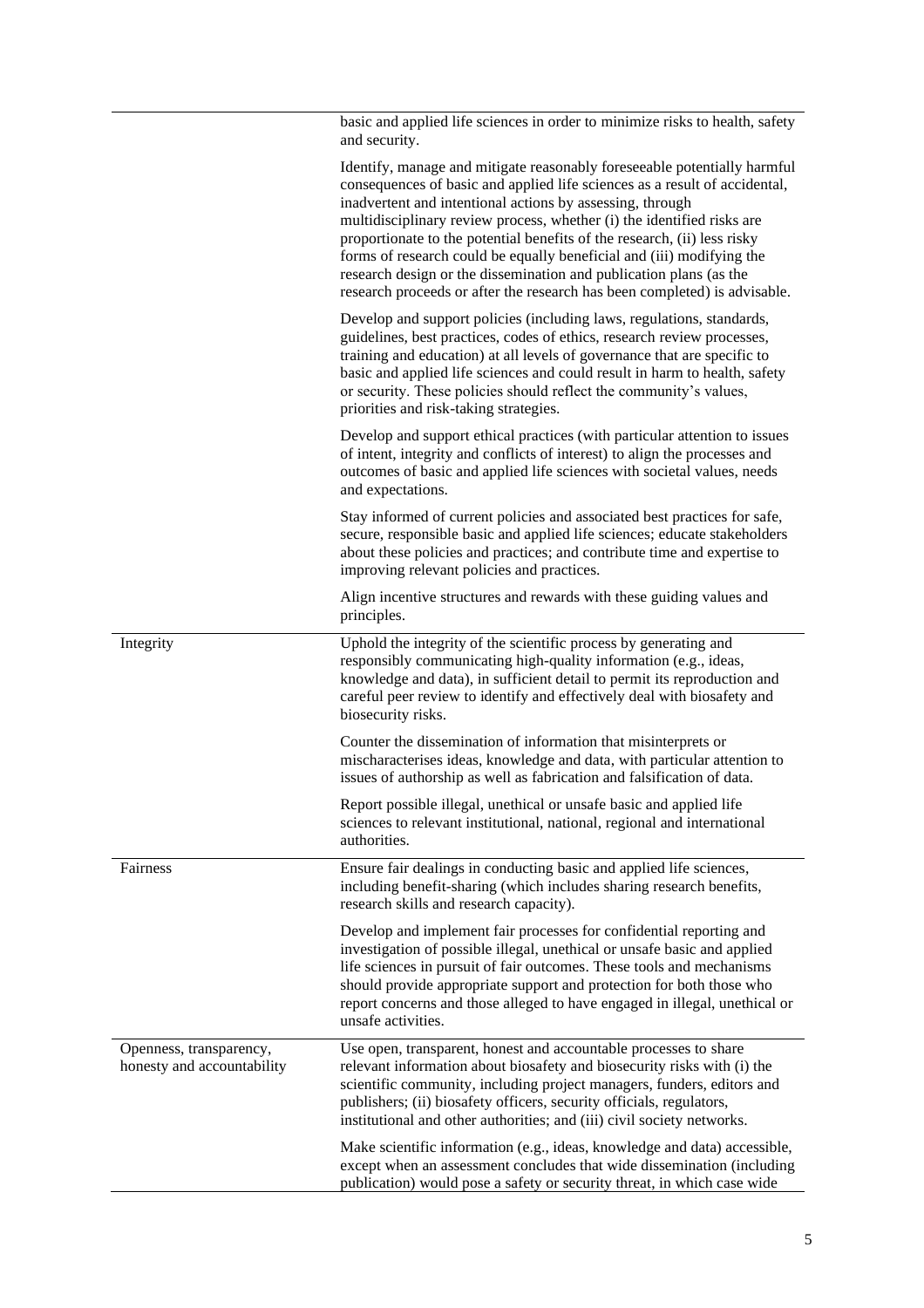| | |
|---|---|
| | basic and applied life sciences in order to minimize risks to health, safety and security. |
| | Identify, manage and mitigate reasonably foreseeable potentially harmful consequences of basic and applied life sciences as a result of accidental, inadvertent and intentional actions by assessing, through multidisciplinary review process, whether (i) the identified risks are proportionate to the potential benefits of the research, (ii) less risky forms of research could be equally beneficial and (iii) modifying the research design or the dissemination and publication plans (as the research proceeds or after the research has been completed) is advisable. |
| | Develop and support policies (including laws, regulations, standards, guidelines, best practices, codes of ethics, research review processes, training and education) at all levels of governance that are specific to basic and applied life sciences and could result in harm to health, safety or security. These policies should reflect the community's values, priorities and risk-taking strategies. |
| | Develop and support ethical practices (with particular attention to issues of intent, integrity and conflicts of interest) to align the processes and outcomes of basic and applied life sciences with societal values, needs and expectations. |
| | Stay informed of current policies and associated best practices for safe, secure, responsible basic and applied life sciences; educate stakeholders about these policies and practices; and contribute time and expertise to improving relevant policies and practices. |
| | Align incentive structures and rewards with these guiding values and principles. |
| Integrity | Uphold the integrity of the scientific process by generating and responsibly communicating high-quality information (e.g., ideas, knowledge and data), in sufficient detail to permit its reproduction and careful peer review to identify and effectively deal with biosafety and biosecurity risks. |
| | Counter the dissemination of information that misinterprets or mischaracterises ideas, knowledge and data, with particular attention to issues of authorship as well as fabrication and falsification of data. |
| | Report possible illegal, unethical or unsafe basic and applied life sciences to relevant institutional, national, regional and international authorities. |
| Fairness | Ensure fair dealings in conducting basic and applied life sciences, including benefit-sharing (which includes sharing research benefits, research skills and research capacity). |
| | Develop and implement fair processes for confidential reporting and investigation of possible illegal, unethical or unsafe basic and applied life sciences in pursuit of fair outcomes. These tools and mechanisms should provide appropriate support and protection for both those who report concerns and those alleged to have engaged in illegal, unethical or unsafe activities. |
| Openness, transparency, honesty and accountability | Use open, transparent, honest and accountable processes to share relevant information about biosafety and biosecurity risks with (i) the scientific community, including project managers, funders, editors and publishers; (ii) biosafety officers, security officials, regulators, institutional and other authorities; and (iii) civil society networks. |
| | Make scientific information (e.g., ideas, knowledge and data) accessible, except when an assessment concludes that wide dissemination (including publication) would pose a safety or security threat, in which case wide |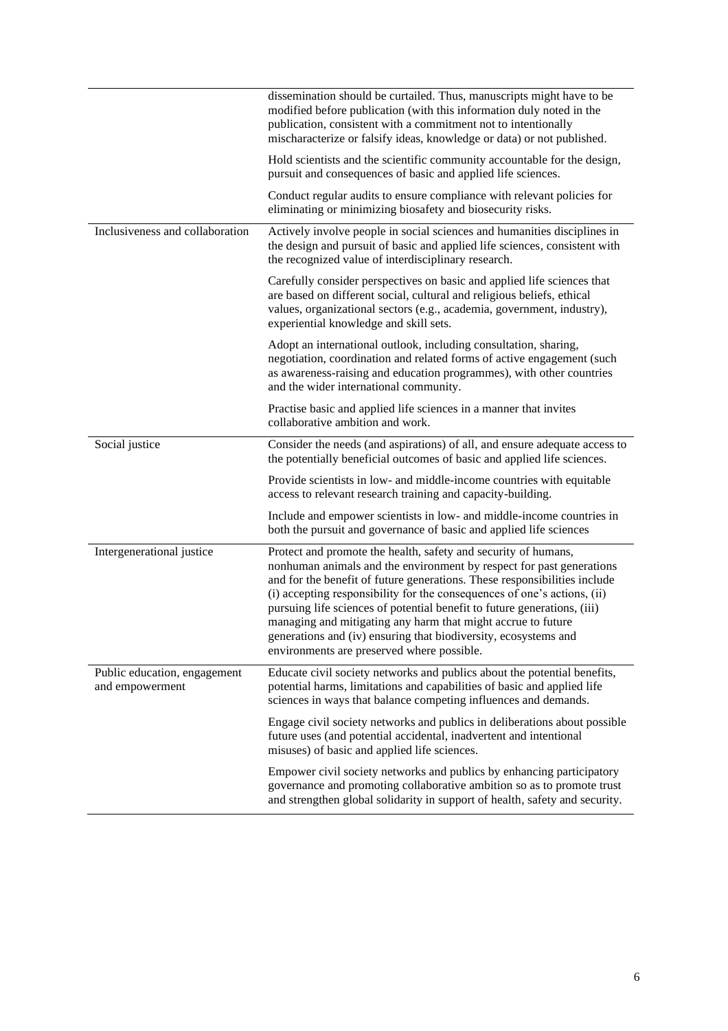| | |
|---|---|
| | dissemination should be curtailed. Thus, manuscripts might have to be modified before publication (with this information duly noted in the publication, consistent with a commitment not to intentionally mischaracterize or falsify ideas, knowledge or data) or not published. |
| | Hold scientists and the scientific community accountable for the design, pursuit and consequences of basic and applied life sciences. |
| | Conduct regular audits to ensure compliance with relevant policies for eliminating or minimizing biosafety and biosecurity risks. |
| Inclusiveness and collaboration | Actively involve people in social sciences and humanities disciplines in the design and pursuit of basic and applied life sciences, consistent with the recognized value of interdisciplinary research. |
| | Carefully consider perspectives on basic and applied life sciences that are based on different social, cultural and religious beliefs, ethical values, organizational sectors (e.g., academia, government, industry), experiential knowledge and skill sets. |
| | Adopt an international outlook, including consultation, sharing, negotiation, coordination and related forms of active engagement (such as awareness-raising and education programmes), with other countries and the wider international community. |
| | Practise basic and applied life sciences in a manner that invites collaborative ambition and work. |
| Social justice | Consider the needs (and aspirations) of all, and ensure adequate access to the potentially beneficial outcomes of basic and applied life sciences. |
| | Provide scientists in low- and middle-income countries with equitable access to relevant research training and capacity-building. |
| | Include and empower scientists in low- and middle-income countries in both the pursuit and governance of basic and applied life sciences |
| Intergenerational justice | Protect and promote the health, safety and security of humans, nonhuman animals and the environment by respect for past generations and for the benefit of future generations. These responsibilities include (i) accepting responsibility for the consequences of one's actions, (ii) pursuing life sciences of potential benefit to future generations, (iii) managing and mitigating any harm that might accrue to future generations and (iv) ensuring that biodiversity, ecosystems and environments are preserved where possible. |
| Public education, engagement and empowerment | Educate civil society networks and publics about the potential benefits, potential harms, limitations and capabilities of basic and applied life sciences in ways that balance competing influences and demands. |
| | Engage civil society networks and publics in deliberations about possible future uses (and potential accidental, inadvertent and intentional misuses) of basic and applied life sciences. |
| | Empower civil society networks and publics by enhancing participatory governance and promoting collaborative ambition so as to promote trust and strengthen global solidarity in support of health, safety and security. |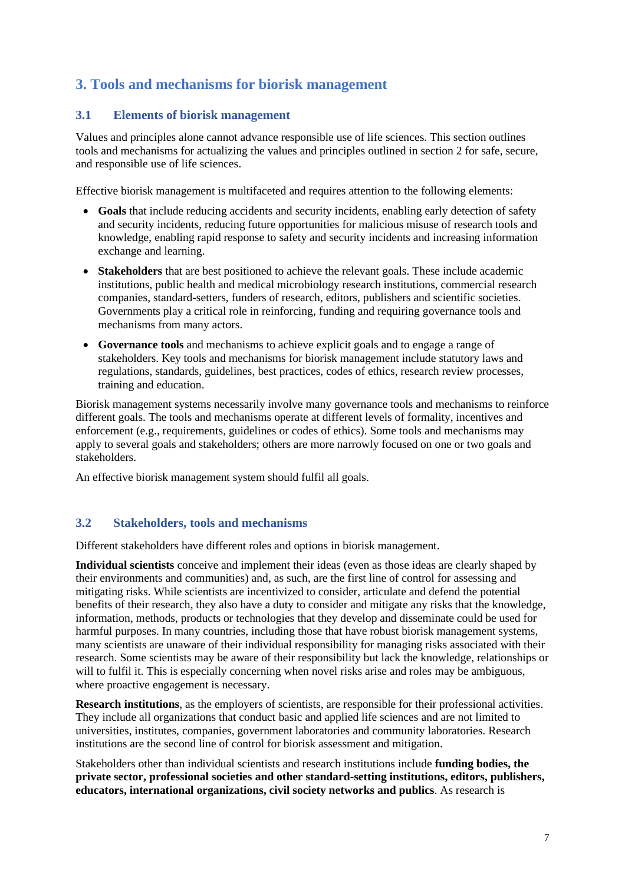# 3. Tools and mechanisms for biorisk management

## 3.1 Elements of biorisk management

Values and principles alone cannot advance responsible use of life sciences. This section outlines tools and mechanisms for actualizing the values and principles outlined in section 2 for safe, secure, and responsible use of life sciences.

Effective biorisk management is multifaceted and requires attention to the following elements:

- **Goals** that include reducing accidents and security incidents, enabling early detection of safety and security incidents, reducing future opportunities for malicious misuse of research tools and knowledge, enabling rapid response to safety and security incidents and increasing information exchange and learning.
- **Stakeholders** that are best positioned to achieve the relevant goals. These include academic institutions, public health and medical microbiology research institutions, commercial research companies, standard-setters, funders of research, editors, publishers and scientific societies. Governments play a critical role in reinforcing, funding and requiring governance tools and mechanisms from many actors.
- **Governance tools** and mechanisms to achieve explicit goals and to engage a range of stakeholders. Key tools and mechanisms for biorisk management include statutory laws and regulations, standards, guidelines, best practices, codes of ethics, research review processes, training and education.

Biorisk management systems necessarily involve many governance tools and mechanisms to reinforce different goals. The tools and mechanisms operate at different levels of formality, incentives and enforcement (e.g., requirements, guidelines or codes of ethics). Some tools and mechanisms may apply to several goals and stakeholders; others are more narrowly focused on one or two goals and stakeholders.

An effective biorisk management system should fulfil all goals.

## 3.2 Stakeholders, tools and mechanisms

Different stakeholders have different roles and options in biorisk management.

**Individual scientists** conceive and implement their ideas (even as those ideas are clearly shaped by their environments and communities) and, as such, are the first line of control for assessing and mitigating risks. While scientists are incentivized to consider, articulate and defend the potential benefits of their research, they also have a duty to consider and mitigate any risks that the knowledge, information, methods, products or technologies that they develop and disseminate could be used for harmful purposes. In many countries, including those that have robust biorisk management systems, many scientists are unaware of their individual responsibility for managing risks associated with their research. Some scientists may be aware of their responsibility but lack the knowledge, relationships or will to fulfil it. This is especially concerning when novel risks arise and roles may be ambiguous, where proactive engagement is necessary.

**Research institutions**, as the employers of scientists, are responsible for their professional activities. They include all organizations that conduct basic and applied life sciences and are not limited to universities, institutes, companies, government laboratories and community laboratories. Research institutions are the second line of control for biorisk assessment and mitigation.

Stakeholders other than individual scientists and research institutions include **funding bodies, the private sector, professional societies and other standard-setting institutions, editors, publishers, educators, international organizations, civil society networks and publics**. As research is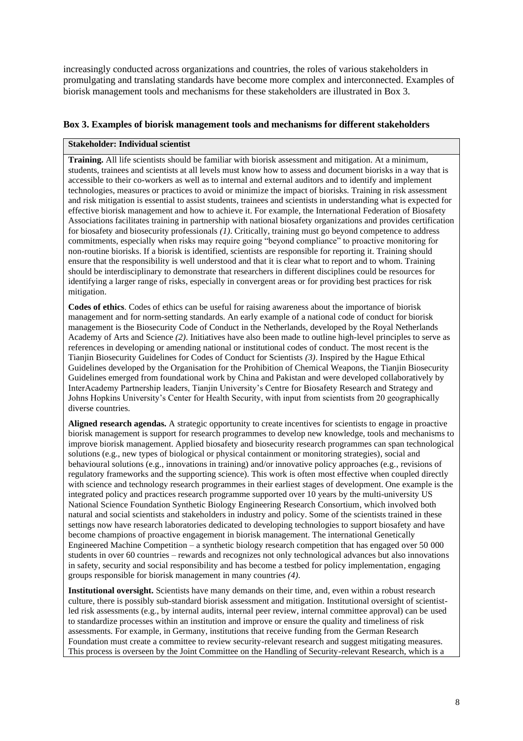increasingly conducted across organizations and countries, the roles of various stakeholders in promulgating and translating standards have become more complex and interconnected. Examples of biorisk management tools and mechanisms for these stakeholders are illustrated in Box 3.

### Box 3. Examples of biorisk management tools and mechanisms for different stakeholders

**Stakeholder: Individual scientist**

**Training.** All life scientists should be familiar with biorisk assessment and mitigation. At a minimum, students, trainees and scientists at all levels must know how to assess and document biorisks in a way that is accessible to their co-workers as well as to internal and external auditors and to identify and implement technologies, measures or practices to avoid or minimize the impact of biorisks. Training in risk assessment and risk mitigation is essential to assist students, trainees and scientists in understanding what is expected for effective biorisk management and how to achieve it. For example, the International Federation of Biosafety Associations facilitates training in partnership with national biosafety organizations and provides certification for biosafety and biosecurity professionals *(1)*. Critically, training must go beyond competence to address commitments, especially when risks may require going "beyond compliance" to proactive monitoring for non-routine biorisks. If a biorisk is identified, scientists are responsible for reporting it. Training should ensure that the responsibility is well understood and that it is clear what to report and to whom. Training should be interdisciplinary to demonstrate that researchers in different disciplines could be resources for identifying a larger range of risks, especially in convergent areas or for providing best practices for risk mitigation.

**Codes of ethics**. Codes of ethics can be useful for raising awareness about the importance of biorisk management and for norm-setting standards. An early example of a national code of conduct for biorisk management is the Biosecurity Code of Conduct in the Netherlands, developed by the Royal Netherlands Academy of Arts and Science *(2)*. Initiatives have also been made to outline high-level principles to serve as references in developing or amending national or institutional codes of conduct. The most recent is the Tianjin Biosecurity Guidelines for Codes of Conduct for Scientists *(3)*. Inspired by the Hague Ethical Guidelines developed by the Organisation for the Prohibition of Chemical Weapons, the Tianjin Biosecurity Guidelines emerged from foundational work by China and Pakistan and were developed collaboratively by InterAcademy Partnership leaders, Tianjin University's Centre for Biosafety Research and Strategy and Johns Hopkins University's Center for Health Security, with input from scientists from 20 geographically diverse countries.

**Aligned research agendas.** A strategic opportunity to create incentives for scientists to engage in proactive biorisk management is support for research programmes to develop new knowledge, tools and mechanisms to improve biorisk management. Applied biosafety and biosecurity research programmes can span technological solutions (e.g., new types of biological or physical containment or monitoring strategies), social and behavioural solutions (e.g., innovations in training) and/or innovative policy approaches (e.g., revisions of regulatory frameworks and the supporting science). This work is often most effective when coupled directly with science and technology research programmes in their earliest stages of development. One example is the integrated policy and practices research programme supported over 10 years by the multi-university US National Science Foundation Synthetic Biology Engineering Research Consortium, which involved both natural and social scientists and stakeholders in industry and policy. Some of the scientists trained in these settings now have research laboratories dedicated to developing technologies to support biosafety and have become champions of proactive engagement in biorisk management. The international Genetically Engineered Machine Competition – a synthetic biology research competition that has engaged over 50 000 students in over 60 countries – rewards and recognizes not only technological advances but also innovations in safety, security and social responsibility and has become a testbed for policy implementation, engaging groups responsible for biorisk management in many countries *(4)*.

**Institutional oversight.** Scientists have many demands on their time, and, even within a robust research culture, there is possibly sub-standard biorisk assessment and mitigation. Institutional oversight of scientist-led risk assessments (e.g., by internal audits, internal peer review, internal committee approval) can be used to standardize processes within an institution and improve or ensure the quality and timeliness of risk assessments. For example, in Germany, institutions that receive funding from the German Research Foundation must create a committee to review security-relevant research and suggest mitigating measures. This process is overseen by the Joint Committee on the Handling of Security-relevant Research, which is a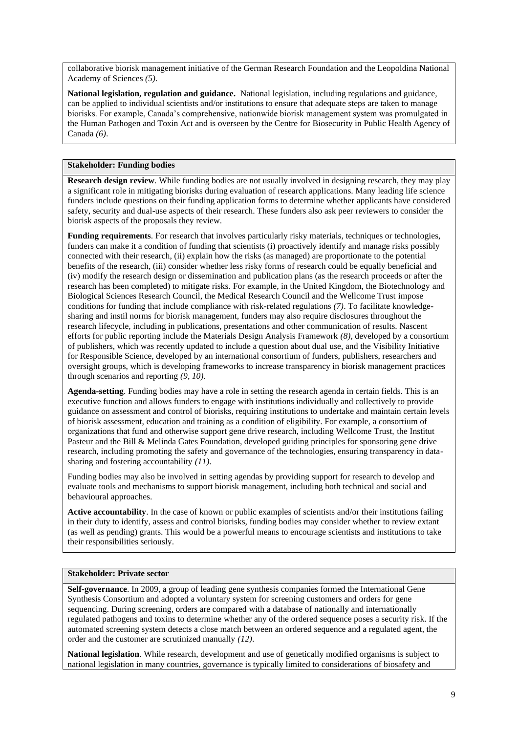collaborative biorisk management initiative of the German Research Foundation and the Leopoldina National Academy of Sciences *(5)*.

**National legislation, regulation and guidance.** National legislation, including regulations and guidance, can be applied to individual scientists and/or institutions to ensure that adequate steps are taken to manage biorisks. For example, Canada's comprehensive, nationwide biorisk management system was promulgated in the Human Pathogen and Toxin Act and is overseen by the Centre for Biosecurity in Public Health Agency of Canada *(6)*.

**Stakeholder: Funding bodies**

**Research design review**. While funding bodies are not usually involved in designing research, they may play a significant role in mitigating biorisks during evaluation of research applications. Many leading life science funders include questions on their funding application forms to determine whether applicants have considered safety, security and dual-use aspects of their research. These funders also ask peer reviewers to consider the biorisk aspects of the proposals they review.

**Funding requirements**. For research that involves particularly risky materials, techniques or technologies, funders can make it a condition of funding that scientists (i) proactively identify and manage risks possibly connected with their research, (ii) explain how the risks (as managed) are proportionate to the potential benefits of the research, (iii) consider whether less risky forms of research could be equally beneficial and (iv) modify the research design or dissemination and publication plans (as the research proceeds or after the research has been completed) to mitigate risks. For example, in the United Kingdom, the Biotechnology and Biological Sciences Research Council, the Medical Research Council and the Wellcome Trust impose conditions for funding that include compliance with risk-related regulations *(7)*. To facilitate knowledge-sharing and instil norms for biorisk management, funders may also require disclosures throughout the research lifecycle, including in publications, presentations and other communication of results. Nascent efforts for public reporting include the Materials Design Analysis Framework *(8)*, developed by a consortium of publishers, which was recently updated to include a question about dual use, and the Visibility Initiative for Responsible Science, developed by an international consortium of funders, publishers, researchers and oversight groups, which is developing frameworks to increase transparency in biorisk management practices through scenarios and reporting *(9, 10)*.

**Agenda-setting**. Funding bodies may have a role in setting the research agenda in certain fields. This is an executive function and allows funders to engage with institutions individually and collectively to provide guidance on assessment and control of biorisks, requiring institutions to undertake and maintain certain levels of biorisk assessment, education and training as a condition of eligibility. For example, a consortium of organizations that fund and otherwise support gene drive research, including Wellcome Trust, the Institut Pasteur and the Bill & Melinda Gates Foundation, developed guiding principles for sponsoring gene drive research, including promoting the safety and governance of the technologies, ensuring transparency in data-sharing and fostering accountability *(11)*.

Funding bodies may also be involved in setting agendas by providing support for research to develop and evaluate tools and mechanisms to support biorisk management, including both technical and social and behavioural approaches.

**Active accountability**. In the case of known or public examples of scientists and/or their institutions failing in their duty to identify, assess and control biorisks, funding bodies may consider whether to review extant (as well as pending) grants. This would be a powerful means to encourage scientists and institutions to take their responsibilities seriously.

**Stakeholder: Private sector**

**Self-governance**. In 2009, a group of leading gene synthesis companies formed the International Gene Synthesis Consortium and adopted a voluntary system for screening customers and orders for gene sequencing. During screening, orders are compared with a database of nationally and internationally regulated pathogens and toxins to determine whether any of the ordered sequence poses a security risk. If the automated screening system detects a close match between an ordered sequence and a regulated agent, the order and the customer are scrutinized manually *(12)*.

**National legislation**. While research, development and use of genetically modified organisms is subject to national legislation in many countries, governance is typically limited to considerations of biosafety and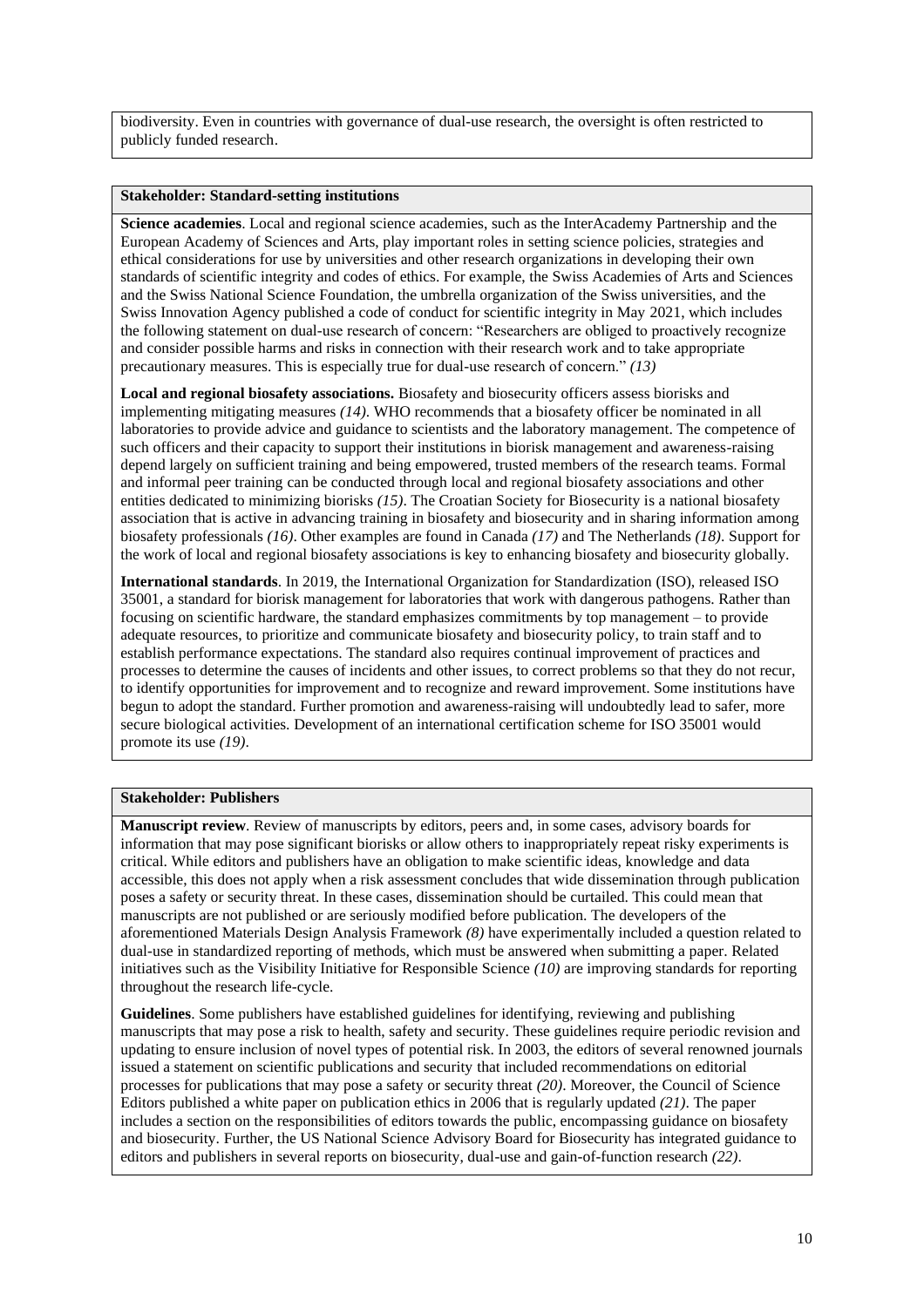biodiversity. Even in countries with governance of dual-use research, the oversight is often restricted to publicly funded research.

**Stakeholder: Standard-setting institutions**

**Science academies**. Local and regional science academies, such as the InterAcademy Partnership and the European Academy of Sciences and Arts, play important roles in setting science policies, strategies and ethical considerations for use by universities and other research organizations in developing their own standards of scientific integrity and codes of ethics. For example, the Swiss Academies of Arts and Sciences and the Swiss National Science Foundation, the umbrella organization of the Swiss universities, and the Swiss Innovation Agency published a code of conduct for scientific integrity in May 2021, which includes the following statement on dual-use research of concern: "Researchers are obliged to proactively recognize and consider possible harms and risks in connection with their research work and to take appropriate precautionary measures. This is especially true for dual-use research of concern." *(13)*

**Local and regional biosafety associations.** Biosafety and biosecurity officers assess biorisks and implementing mitigating measures *(14)*. WHO recommends that a biosafety officer be nominated in all laboratories to provide advice and guidance to scientists and the laboratory management. The competence of such officers and their capacity to support their institutions in biorisk management and awareness-raising depend largely on sufficient training and being empowered, trusted members of the research teams. Formal and informal peer training can be conducted through local and regional biosafety associations and other entities dedicated to minimizing biorisks *(15)*. The Croatian Society for Biosecurity is a national biosafety association that is active in advancing training in biosafety and biosecurity and in sharing information among biosafety professionals *(16)*. Other examples are found in Canada *(17)* and The Netherlands *(18)*. Support for the work of local and regional biosafety associations is key to enhancing biosafety and biosecurity globally.

**International standards**. In 2019, the International Organization for Standardization (ISO), released ISO 35001, a standard for biorisk management for laboratories that work with dangerous pathogens. Rather than focusing on scientific hardware, the standard emphasizes commitments by top management – to provide adequate resources, to prioritize and communicate biosafety and biosecurity policy, to train staff and to establish performance expectations. The standard also requires continual improvement of practices and processes to determine the causes of incidents and other issues, to correct problems so that they do not recur, to identify opportunities for improvement and to recognize and reward improvement. Some institutions have begun to adopt the standard. Further promotion and awareness-raising will undoubtedly lead to safer, more secure biological activities. Development of an international certification scheme for ISO 35001 would promote its use *(19)*.

**Stakeholder: Publishers**

**Manuscript review**. Review of manuscripts by editors, peers and, in some cases, advisory boards for information that may pose significant biorisks or allow others to inappropriately repeat risky experiments is critical. While editors and publishers have an obligation to make scientific ideas, knowledge and data accessible, this does not apply when a risk assessment concludes that wide dissemination through publication poses a safety or security threat. In these cases, dissemination should be curtailed. This could mean that manuscripts are not published or are seriously modified before publication. The developers of the aforementioned Materials Design Analysis Framework *(8)* have experimentally included a question related to dual-use in standardized reporting of methods, which must be answered when submitting a paper. Related initiatives such as the Visibility Initiative for Responsible Science *(10)* are improving standards for reporting throughout the research life-cycle.

**Guidelines**. Some publishers have established guidelines for identifying, reviewing and publishing manuscripts that may pose a risk to health, safety and security. These guidelines require periodic revision and updating to ensure inclusion of novel types of potential risk. In 2003, the editors of several renowned journals issued a statement on scientific publications and security that included recommendations on editorial processes for publications that may pose a safety or security threat *(20)*. Moreover, the Council of Science Editors published a white paper on publication ethics in 2006 that is regularly updated *(21)*. The paper includes a section on the responsibilities of editors towards the public, encompassing guidance on biosafety and biosecurity. Further, the US National Science Advisory Board for Biosecurity has integrated guidance to editors and publishers in several reports on biosecurity, dual-use and gain-of-function research *(22)*.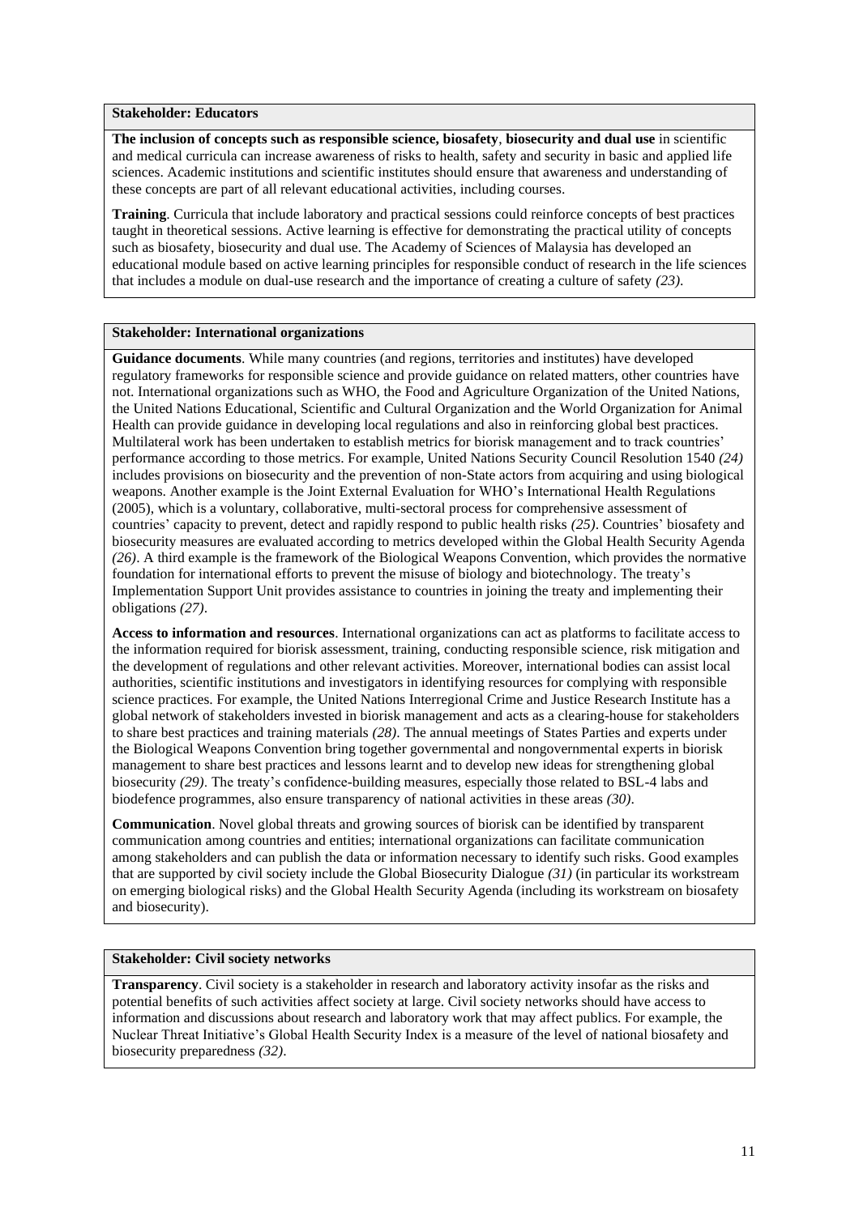**Stakeholder: Educators**

**The inclusion of concepts such as responsible science, biosafety**, **biosecurity and dual use** in scientific and medical curricula can increase awareness of risks to health, safety and security in basic and applied life sciences. Academic institutions and scientific institutes should ensure that awareness and understanding of these concepts are part of all relevant educational activities, including courses.

**Training**. Curricula that include laboratory and practical sessions could reinforce concepts of best practices taught in theoretical sessions. Active learning is effective for demonstrating the practical utility of concepts such as biosafety, biosecurity and dual use. The Academy of Sciences of Malaysia has developed an educational module based on active learning principles for responsible conduct of research in the life sciences that includes a module on dual-use research and the importance of creating a culture of safety *(23)*.

**Stakeholder: International organizations**

**Guidance documents**. While many countries (and regions, territories and institutes) have developed regulatory frameworks for responsible science and provide guidance on related matters, other countries have not. International organizations such as WHO, the Food and Agriculture Organization of the United Nations, the United Nations Educational, Scientific and Cultural Organization and the World Organization for Animal Health can provide guidance in developing local regulations and also in reinforcing global best practices. Multilateral work has been undertaken to establish metrics for biorisk management and to track countries' performance according to those metrics. For example, United Nations Security Council Resolution 1540 *(24)* includes provisions on biosecurity and the prevention of non-State actors from acquiring and using biological weapons. Another example is the Joint External Evaluation for WHO's International Health Regulations (2005), which is a voluntary, collaborative, multi-sectoral process for comprehensive assessment of countries' capacity to prevent, detect and rapidly respond to public health risks *(25)*. Countries' biosafety and biosecurity measures are evaluated according to metrics developed within the Global Health Security Agenda *(26)*. A third example is the framework of the Biological Weapons Convention, which provides the normative foundation for international efforts to prevent the misuse of biology and biotechnology. The treaty's Implementation Support Unit provides assistance to countries in joining the treaty and implementing their obligations *(27)*.

**Access to information and resources**. International organizations can act as platforms to facilitate access to the information required for biorisk assessment, training, conducting responsible science, risk mitigation and the development of regulations and other relevant activities. Moreover, international bodies can assist local authorities, scientific institutions and investigators in identifying resources for complying with responsible science practices. For example, the United Nations Interregional Crime and Justice Research Institute has a global network of stakeholders invested in biorisk management and acts as a clearing-house for stakeholders to share best practices and training materials *(28)*. The annual meetings of States Parties and experts under the Biological Weapons Convention bring together governmental and nongovernmental experts in biorisk management to share best practices and lessons learnt and to develop new ideas for strengthening global biosecurity *(29)*. The treaty's confidence-building measures, especially those related to BSL-4 labs and biodefence programmes, also ensure transparency of national activities in these areas *(30)*.

**Communication**. Novel global threats and growing sources of biorisk can be identified by transparent communication among countries and entities; international organizations can facilitate communication among stakeholders and can publish the data or information necessary to identify such risks. Good examples that are supported by civil society include the Global Biosecurity Dialogue *(31)* (in particular its workstream on emerging biological risks) and the Global Health Security Agenda (including its workstream on biosafety and biosecurity).

**Stakeholder: Civil society networks**

**Transparency**. Civil society is a stakeholder in research and laboratory activity insofar as the risks and potential benefits of such activities affect society at large. Civil society networks should have access to information and discussions about research and laboratory work that may affect publics. For example, the Nuclear Threat Initiative's Global Health Security Index is a measure of the level of national biosafety and biosecurity preparedness *(32)*.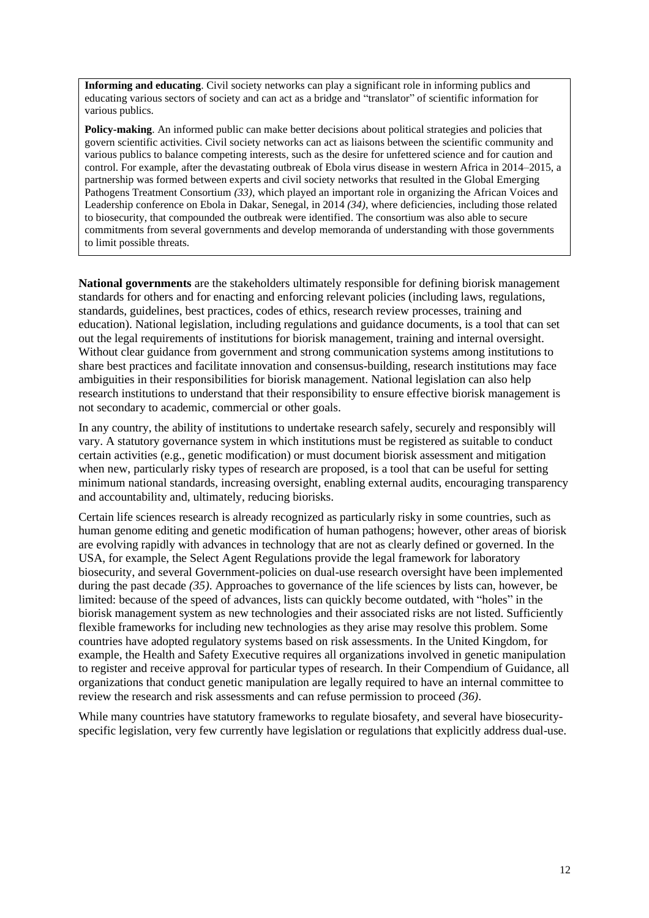**Informing and educating**. Civil society networks can play a significant role in informing publics and educating various sectors of society and can act as a bridge and "translator" of scientific information for various publics.

**Policy-making**. An informed public can make better decisions about political strategies and policies that govern scientific activities. Civil society networks can act as liaisons between the scientific community and various publics to balance competing interests, such as the desire for unfettered science and for caution and control. For example, after the devastating outbreak of Ebola virus disease in western Africa in 2014–2015, a partnership was formed between experts and civil society networks that resulted in the Global Emerging Pathogens Treatment Consortium *(33)*, which played an important role in organizing the African Voices and Leadership conference on Ebola in Dakar, Senegal, in 2014 *(34)*, where deficiencies, including those related to biosecurity, that compounded the outbreak were identified. The consortium was also able to secure commitments from several governments and develop memoranda of understanding with those governments to limit possible threats.

**National governments** are the stakeholders ultimately responsible for defining biorisk management standards for others and for enacting and enforcing relevant policies (including laws, regulations, standards, guidelines, best practices, codes of ethics, research review processes, training and education). National legislation, including regulations and guidance documents, is a tool that can set out the legal requirements of institutions for biorisk management, training and internal oversight. Without clear guidance from government and strong communication systems among institutions to share best practices and facilitate innovation and consensus-building, research institutions may face ambiguities in their responsibilities for biorisk management. National legislation can also help research institutions to understand that their responsibility to ensure effective biorisk management is not secondary to academic, commercial or other goals.

In any country, the ability of institutions to undertake research safely, securely and responsibly will vary. A statutory governance system in which institutions must be registered as suitable to conduct certain activities (e.g., genetic modification) or must document biorisk assessment and mitigation when new, particularly risky types of research are proposed, is a tool that can be useful for setting minimum national standards, increasing oversight, enabling external audits, encouraging transparency and accountability and, ultimately, reducing biorisks.

Certain life sciences research is already recognized as particularly risky in some countries, such as human genome editing and genetic modification of human pathogens; however, other areas of biorisk are evolving rapidly with advances in technology that are not as clearly defined or governed. In the USA, for example, the Select Agent Regulations provide the legal framework for laboratory biosecurity, and several Government-policies on dual-use research oversight have been implemented during the past decade *(35)*. Approaches to governance of the life sciences by lists can, however, be limited: because of the speed of advances, lists can quickly become outdated, with "holes" in the biorisk management system as new technologies and their associated risks are not listed. Sufficiently flexible frameworks for including new technologies as they arise may resolve this problem. Some countries have adopted regulatory systems based on risk assessments. In the United Kingdom, for example, the Health and Safety Executive requires all organizations involved in genetic manipulation to register and receive approval for particular types of research. In their Compendium of Guidance, all organizations that conduct genetic manipulation are legally required to have an internal committee to review the research and risk assessments and can refuse permission to proceed *(36)*.

While many countries have statutory frameworks to regulate biosafety, and several have biosecurity-specific legislation, very few currently have legislation or regulations that explicitly address dual-use.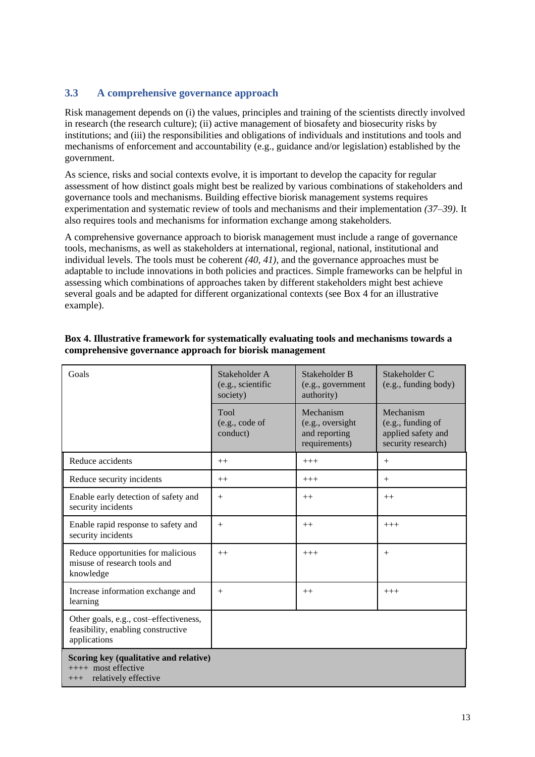### 3.3 A comprehensive governance approach

Risk management depends on (i) the values, principles and training of the scientists directly involved in research (the research culture); (ii) active management of biosafety and biosecurity risks by institutions; and (iii) the responsibilities and obligations of individuals and institutions and tools and mechanisms of enforcement and accountability (e.g., guidance and/or legislation) established by the government.

As science, risks and social contexts evolve, it is important to develop the capacity for regular assessment of how distinct goals might best be realized by various combinations of stakeholders and governance tools and mechanisms. Building effective biorisk management systems requires experimentation and systematic review of tools and mechanisms and their implementation *(37–39)*. It also requires tools and mechanisms for information exchange among stakeholders.

A comprehensive governance approach to biorisk management must include a range of governance tools, mechanisms, as well as stakeholders at international, regional, national, institutional and individual levels. The tools must be coherent *(40, 41)*, and the governance approaches must be adaptable to include innovations in both policies and practices. Simple frameworks can be helpful in assessing which combinations of approaches taken by different stakeholders might best achieve several goals and be adapted for different organizational contexts (see Box 4 for an illustrative example).

**Box 4. Illustrative framework for systematically evaluating tools and mechanisms towards a comprehensive governance approach for biorisk management**

| Goals | Stakeholder A (e.g., scientific society) | Stakeholder B (e.g., government authority) | Stakeholder C (e.g., funding body) |
|---|---|---|---|
| | Tool (e.g., code of conduct) | Mechanism (e.g., oversight and reporting requirements) | Mechanism (e.g., funding of applied safety and security research) |
| Reduce accidents | ++ | +++ | + |
| Reduce security incidents | ++ | +++ | + |
| Enable early detection of safety and security incidents | + | ++ | ++ |
| Enable rapid response to safety and security incidents | + | ++ | +++ |
| Reduce opportunities for malicious misuse of research tools and knowledge | ++ | +++ | + |
| Increase information exchange and learning | + | ++ | +++ |
| Other goals, e.g., cost–effectiveness, feasibility, enabling constructive applications | | | |

**Scoring key (qualitative and relative)**
++++ most effective
+++ relatively effective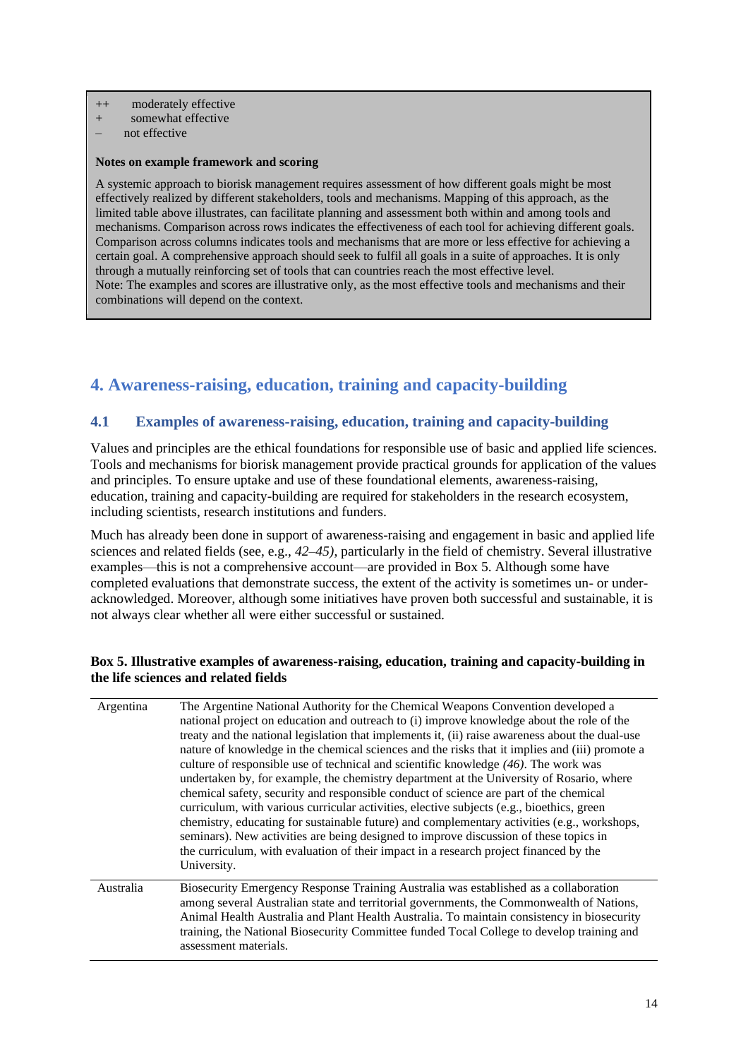++ moderately effective
\+ somewhat effective
– not effective

**Notes on example framework and scoring**

A systemic approach to biorisk management requires assessment of how different goals might be most effectively realized by different stakeholders, tools and mechanisms. Mapping of this approach, as the limited table above illustrates, can facilitate planning and assessment both within and among tools and mechanisms. Comparison across rows indicates the effectiveness of each tool for achieving different goals. Comparison across columns indicates tools and mechanisms that are more or less effective for achieving a certain goal. A comprehensive approach should seek to fulfil all goals in a suite of approaches. It is only through a mutually reinforcing set of tools that can countries reach the most effective level.
Note: The examples and scores are illustrative only, as the most effective tools and mechanisms and their combinations will depend on the context.

# 4. Awareness-raising, education, training and capacity-building

## 4.1 Examples of awareness-raising, education, training and capacity-building

Values and principles are the ethical foundations for responsible use of basic and applied life sciences. Tools and mechanisms for biorisk management provide practical grounds for application of the values and principles. To ensure uptake and use of these foundational elements, awareness-raising, education, training and capacity-building are required for stakeholders in the research ecosystem, including scientists, research institutions and funders.

Much has already been done in support of awareness-raising and engagement in basic and applied life sciences and related fields (see, e.g., *42–45)*, particularly in the field of chemistry. Several illustrative examples—this is not a comprehensive account—are provided in Box 5. Although some have completed evaluations that demonstrate success, the extent of the activity is sometimes un- or under-acknowledged. Moreover, although some initiatives have proven both successful and sustainable, it is not always clear whether all were either successful or sustained.

**Box 5. Illustrative examples of awareness-raising, education, training and capacity-building in the life sciences and related fields**

| | |
|---|---|
| Argentina | The Argentine National Authority for the Chemical Weapons Convention developed a national project on education and outreach to (i) improve knowledge about the role of the treaty and the national legislation that implements it, (ii) raise awareness about the dual-use nature of knowledge in the chemical sciences and the risks that it implies and (iii) promote a culture of responsible use of technical and scientific knowledge *(46)*. The work was undertaken by, for example, the chemistry department at the University of Rosario, where chemical safety, security and responsible conduct of science are part of the chemical curriculum, with various curricular activities, elective subjects (e.g., bioethics, green chemistry, educating for sustainable future) and complementary activities (e.g., workshops, seminars). New activities are being designed to improve discussion of these topics in the curriculum, with evaluation of their impact in a research project financed by the University. |
| Australia | Biosecurity Emergency Response Training Australia was established as a collaboration among several Australian state and territorial governments, the Commonwealth of Nations, Animal Health Australia and Plant Health Australia. To maintain consistency in biosecurity training, the National Biosecurity Committee funded Tocal College to develop training and assessment materials. |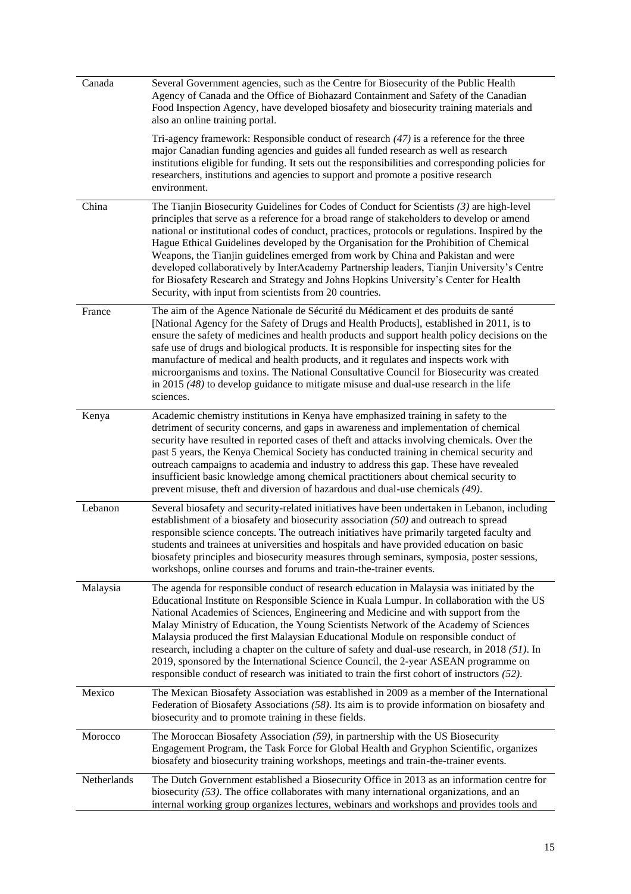| | |
|---|---|
| Canada | Several Government agencies, such as the Centre for Biosecurity of the Public Health Agency of Canada and the Office of Biohazard Containment and Safety of the Canadian Food Inspection Agency, have developed biosafety and biosecurity training materials and also an online training portal.<br><br>Tri-agency framework: Responsible conduct of research *(47)* is a reference for the three major Canadian funding agencies and guides all funded research as well as research institutions eligible for funding. It sets out the responsibilities and corresponding policies for researchers, institutions and agencies to support and promote a positive research environment. |
| China | The Tianjin Biosecurity Guidelines for Codes of Conduct for Scientists *(3)* are high-level principles that serve as a reference for a broad range of stakeholders to develop or amend national or institutional codes of conduct, practices, protocols or regulations. Inspired by the Hague Ethical Guidelines developed by the Organisation for the Prohibition of Chemical Weapons, the Tianjin guidelines emerged from work by China and Pakistan and were developed collaboratively by InterAcademy Partnership leaders, Tianjin University's Centre for Biosafety Research and Strategy and Johns Hopkins University's Center for Health Security, with input from scientists from 20 countries. |
| France | The aim of the Agence Nationale de Sécurité du Médicament et des produits de santé [National Agency for the Safety of Drugs and Health Products], established in 2011, is to ensure the safety of medicines and health products and support health policy decisions on the safe use of drugs and biological products. It is responsible for inspecting sites for the manufacture of medical and health products, and it regulates and inspects work with microorganisms and toxins. The National Consultative Council for Biosecurity was created in 2015 *(48)* to develop guidance to mitigate misuse and dual-use research in the life sciences. |
| Kenya | Academic chemistry institutions in Kenya have emphasized training in safety to the detriment of security concerns, and gaps in awareness and implementation of chemical security have resulted in reported cases of theft and attacks involving chemicals. Over the past 5 years, the Kenya Chemical Society has conducted training in chemical security and outreach campaigns to academia and industry to address this gap. These have revealed insufficient basic knowledge among chemical practitioners about chemical security to prevent misuse, theft and diversion of hazardous and dual-use chemicals *(49)*. |
| Lebanon | Several biosafety and security-related initiatives have been undertaken in Lebanon, including establishment of a biosafety and biosecurity association *(50)* and outreach to spread responsible science concepts. The outreach initiatives have primarily targeted faculty and students and trainees at universities and hospitals and have provided education on basic biosafety principles and biosecurity measures through seminars, symposia, poster sessions, workshops, online courses and forums and train-the-trainer events. |
| Malaysia | The agenda for responsible conduct of research education in Malaysia was initiated by the Educational Institute on Responsible Science in Kuala Lumpur. In collaboration with the US National Academies of Sciences, Engineering and Medicine and with support from the Malay Ministry of Education, the Young Scientists Network of the Academy of Sciences Malaysia produced the first Malaysian Educational Module on responsible conduct of research, including a chapter on the culture of safety and dual-use research, in 2018 *(51)*. In 2019, sponsored by the International Science Council, the 2-year ASEAN programme on responsible conduct of research was initiated to train the first cohort of instructors *(52)*. |
| Mexico | The Mexican Biosafety Association was established in 2009 as a member of the International Federation of Biosafety Associations *(58)*. Its aim is to provide information on biosafety and biosecurity and to promote training in these fields. |
| Morocco | The Moroccan Biosafety Association *(59)*, in partnership with the US Biosecurity Engagement Program, the Task Force for Global Health and Gryphon Scientific, organizes biosafety and biosecurity training workshops, meetings and train-the-trainer events. |
| Netherlands | The Dutch Government established a Biosecurity Office in 2013 as an information centre for biosecurity *(53)*. The office collaborates with many international organizations, and an internal working group organizes lectures, webinars and workshops and provides tools and |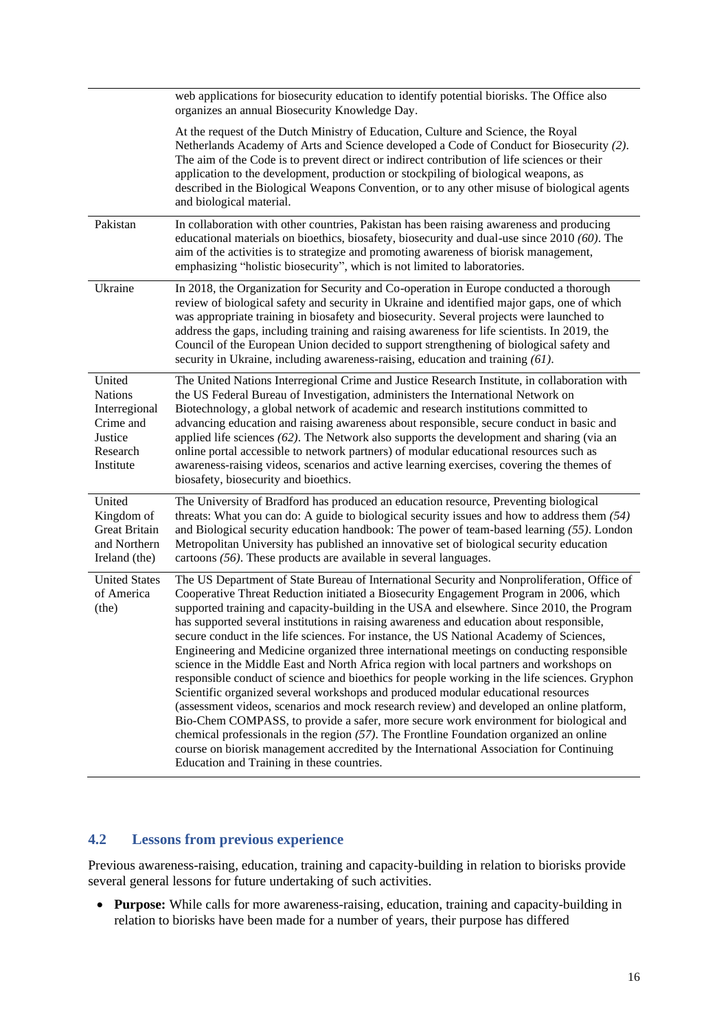|  |  |
|---|---|
|  | web applications for biosecurity education to identify potential biorisks. The Office also organizes an annual Biosecurity Knowledge Day.<br><br>At the request of the Dutch Ministry of Education, Culture and Science, the Royal Netherlands Academy of Arts and Science developed a Code of Conduct for Biosecurity *(2)*. The aim of the Code is to prevent direct or indirect contribution of life sciences or their application to the development, production or stockpiling of biological weapons, as described in the Biological Weapons Convention, or to any other misuse of biological agents and biological material. |
| Pakistan | In collaboration with other countries, Pakistan has been raising awareness and producing educational materials on bioethics, biosafety, biosecurity and dual-use since 2010 *(60)*. The aim of the activities is to strategize and promoting awareness of biorisk management, emphasizing "holistic biosecurity", which is not limited to laboratories. |
| Ukraine | In 2018, the Organization for Security and Co-operation in Europe conducted a thorough review of biological safety and security in Ukraine and identified major gaps, one of which was appropriate training in biosafety and biosecurity. Several projects were launched to address the gaps, including training and raising awareness for life scientists. In 2019, the Council of the European Union decided to support strengthening of biological safety and security in Ukraine, including awareness-raising, education and training *(61)*. |
| United Nations Interregional Crime and Justice Research Institute | The United Nations Interregional Crime and Justice Research Institute, in collaboration with the US Federal Bureau of Investigation, administers the International Network on Biotechnology, a global network of academic and research institutions committed to advancing education and raising awareness about responsible, secure conduct in basic and applied life sciences *(62)*. The Network also supports the development and sharing (via an online portal accessible to network partners) of modular educational resources such as awareness-raising videos, scenarios and active learning exercises, covering the themes of biosafety, biosecurity and bioethics. |
| United Kingdom of Great Britain and Northern Ireland (the) | The University of Bradford has produced an education resource, Preventing biological threats: What you can do: A guide to biological security issues and how to address them *(54)* and Biological security education handbook: The power of team-based learning *(55)*. London Metropolitan University has published an innovative set of biological security education cartoons *(56)*. These products are available in several languages. |
| United States of America (the) | The US Department of State Bureau of International Security and Nonproliferation, Office of Cooperative Threat Reduction initiated a Biosecurity Engagement Program in 2006, which supported training and capacity-building in the USA and elsewhere. Since 2010, the Program has supported several institutions in raising awareness and education about responsible, secure conduct in the life sciences. For instance, the US National Academy of Sciences, Engineering and Medicine organized three international meetings on conducting responsible science in the Middle East and North Africa region with local partners and workshops on responsible conduct of science and bioethics for people working in the life sciences. Gryphon Scientific organized several workshops and produced modular educational resources (assessment videos, scenarios and mock research review) and developed an online platform, Bio-Chem COMPASS, to provide a safer, more secure work environment for biological and chemical professionals in the region *(57)*. The Frontline Foundation organized an online course on biorisk management accredited by the International Association for Continuing Education and Training in these countries. |

## 4.2 Lessons from previous experience

Previous awareness-raising, education, training and capacity-building in relation to biorisks provide several general lessons for future undertaking of such activities.

- **Purpose:** While calls for more awareness-raising, education, training and capacity-building in relation to biorisks have been made for a number of years, their purpose has differed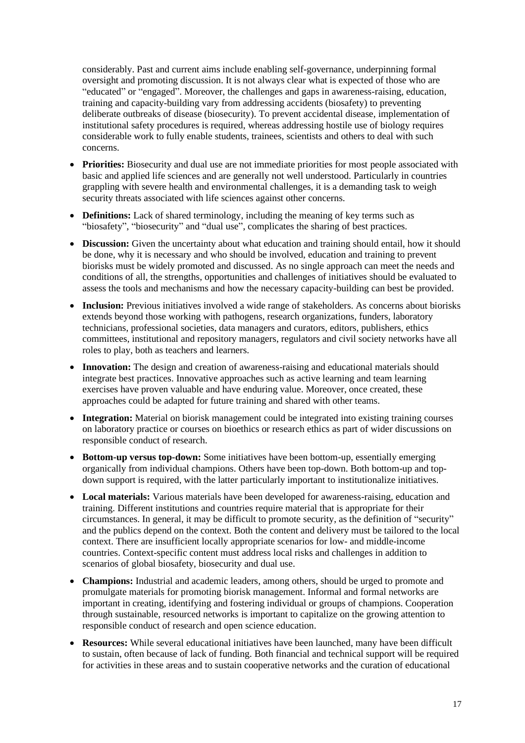considerably. Past and current aims include enabling self-governance, underpinning formal oversight and promoting discussion. It is not always clear what is expected of those who are "educated" or "engaged". Moreover, the challenges and gaps in awareness-raising, education, training and capacity-building vary from addressing accidents (biosafety) to preventing deliberate outbreaks of disease (biosecurity). To prevent accidental disease, implementation of institutional safety procedures is required, whereas addressing hostile use of biology requires considerable work to fully enable students, trainees, scientists and others to deal with such concerns.

- **Priorities:** Biosecurity and dual use are not immediate priorities for most people associated with basic and applied life sciences and are generally not well understood. Particularly in countries grappling with severe health and environmental challenges, it is a demanding task to weigh security threats associated with life sciences against other concerns.
- **Definitions:** Lack of shared terminology, including the meaning of key terms such as "biosafety", "biosecurity" and "dual use", complicates the sharing of best practices.
- **Discussion:** Given the uncertainty about what education and training should entail, how it should be done, why it is necessary and who should be involved, education and training to prevent biorisks must be widely promoted and discussed. As no single approach can meet the needs and conditions of all, the strengths, opportunities and challenges of initiatives should be evaluated to assess the tools and mechanisms and how the necessary capacity-building can best be provided.
- **Inclusion:** Previous initiatives involved a wide range of stakeholders. As concerns about biorisks extends beyond those working with pathogens, research organizations, funders, laboratory technicians, professional societies, data managers and curators, editors, publishers, ethics committees, institutional and repository managers, regulators and civil society networks have all roles to play, both as teachers and learners.
- **Innovation:** The design and creation of awareness-raising and educational materials should integrate best practices. Innovative approaches such as active learning and team learning exercises have proven valuable and have enduring value. Moreover, once created, these approaches could be adapted for future training and shared with other teams.
- **Integration:** Material on biorisk management could be integrated into existing training courses on laboratory practice or courses on bioethics or research ethics as part of wider discussions on responsible conduct of research.
- **Bottom-up versus top-down:** Some initiatives have been bottom-up, essentially emerging organically from individual champions. Others have been top-down. Both bottom-up and top-down support is required, with the latter particularly important to institutionalize initiatives.
- **Local materials:** Various materials have been developed for awareness-raising, education and training. Different institutions and countries require material that is appropriate for their circumstances. In general, it may be difficult to promote security, as the definition of "security" and the publics depend on the context. Both the content and delivery must be tailored to the local context. There are insufficient locally appropriate scenarios for low- and middle-income countries. Context-specific content must address local risks and challenges in addition to scenarios of global biosafety, biosecurity and dual use.
- **Champions:** Industrial and academic leaders, among others, should be urged to promote and promulgate materials for promoting biorisk management. Informal and formal networks are important in creating, identifying and fostering individual or groups of champions. Cooperation through sustainable, resourced networks is important to capitalize on the growing attention to responsible conduct of research and open science education.
- **Resources:** While several educational initiatives have been launched, many have been difficult to sustain, often because of lack of funding. Both financial and technical support will be required for activities in these areas and to sustain cooperative networks and the curation of educational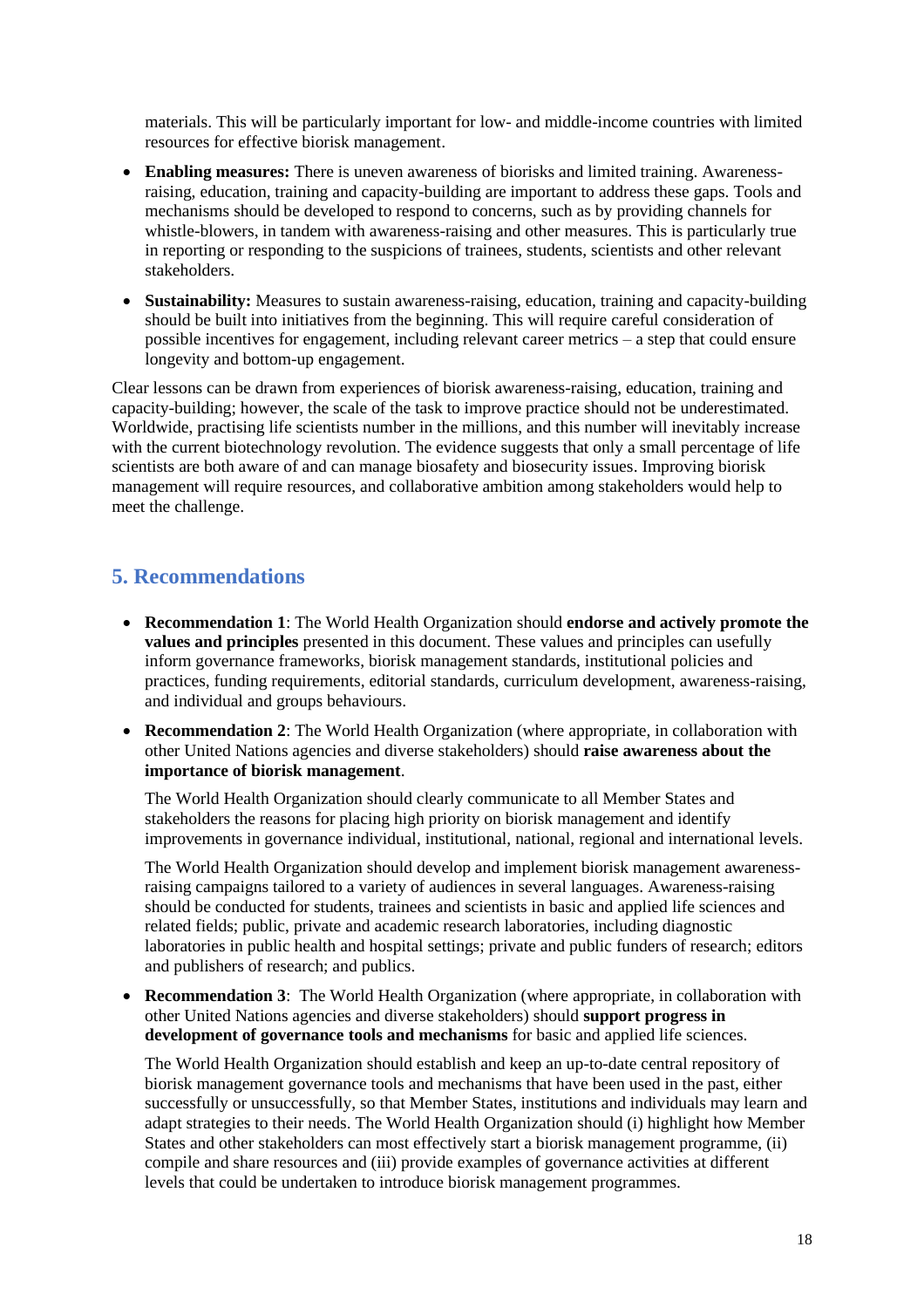materials. This will be particularly important for low- and middle-income countries with limited resources for effective biorisk management.

- **Enabling measures:** There is uneven awareness of biorisks and limited training. Awareness-raising, education, training and capacity-building are important to address these gaps. Tools and mechanisms should be developed to respond to concerns, such as by providing channels for whistle-blowers, in tandem with awareness-raising and other measures. This is particularly true in reporting or responding to the suspicions of trainees, students, scientists and other relevant stakeholders.
- **Sustainability:** Measures to sustain awareness-raising, education, training and capacity-building should be built into initiatives from the beginning. This will require careful consideration of possible incentives for engagement, including relevant career metrics – a step that could ensure longevity and bottom-up engagement.

Clear lessons can be drawn from experiences of biorisk awareness-raising, education, training and capacity-building; however, the scale of the task to improve practice should not be underestimated. Worldwide, practising life scientists number in the millions, and this number will inevitably increase with the current biotechnology revolution. The evidence suggests that only a small percentage of life scientists are both aware of and can manage biosafety and biosecurity issues. Improving biorisk management will require resources, and collaborative ambition among stakeholders would help to meet the challenge.

## 5. Recommendations

- **Recommendation 1**: The World Health Organization should **endorse and actively promote the values and principles** presented in this document. These values and principles can usefully inform governance frameworks, biorisk management standards, institutional policies and practices, funding requirements, editorial standards, curriculum development, awareness-raising, and individual and groups behaviours.
- **Recommendation 2**: The World Health Organization (where appropriate, in collaboration with other United Nations agencies and diverse stakeholders) should **raise awareness about the importance of biorisk management**.

  The World Health Organization should clearly communicate to all Member States and stakeholders the reasons for placing high priority on biorisk management and identify improvements in governance individual, institutional, national, regional and international levels.

  The World Health Organization should develop and implement biorisk management awareness-raising campaigns tailored to a variety of audiences in several languages. Awareness-raising should be conducted for students, trainees and scientists in basic and applied life sciences and related fields; public, private and academic research laboratories, including diagnostic laboratories in public health and hospital settings; private and public funders of research; editors and publishers of research; and publics.

- **Recommendation 3**: The World Health Organization (where appropriate, in collaboration with other United Nations agencies and diverse stakeholders) should **support progress in development of governance tools and mechanisms** for basic and applied life sciences.

  The World Health Organization should establish and keep an up-to-date central repository of biorisk management governance tools and mechanisms that have been used in the past, either successfully or unsuccessfully, so that Member States, institutions and individuals may learn and adapt strategies to their needs. The World Health Organization should (i) highlight how Member States and other stakeholders can most effectively start a biorisk management programme, (ii) compile and share resources and (iii) provide examples of governance activities at different levels that could be undertaken to introduce biorisk management programmes.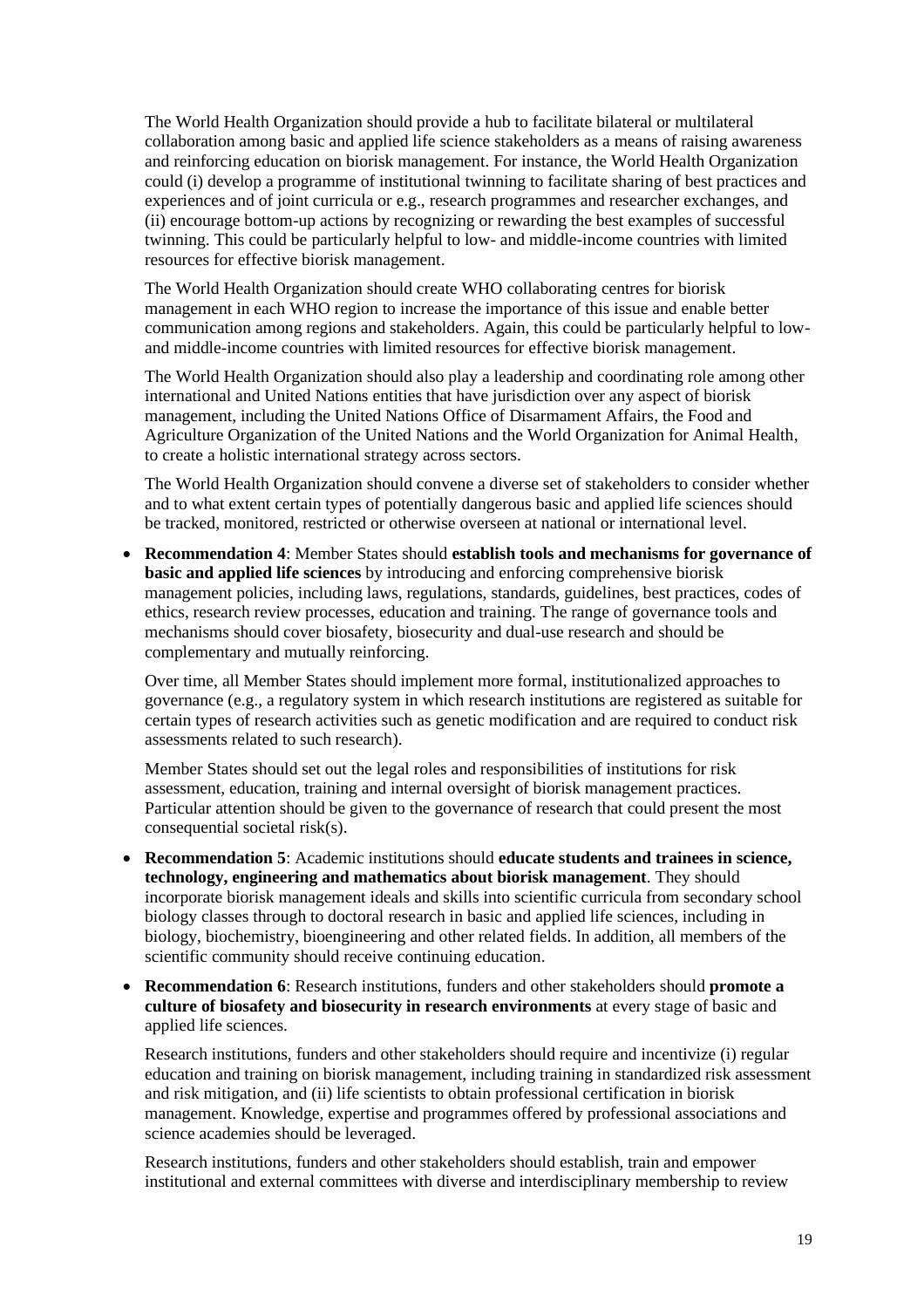The World Health Organization should provide a hub to facilitate bilateral or multilateral collaboration among basic and applied life science stakeholders as a means of raising awareness and reinforcing education on biorisk management. For instance, the World Health Organization could (i) develop a programme of institutional twinning to facilitate sharing of best practices and experiences and of joint curricula or e.g., research programmes and researcher exchanges, and (ii) encourage bottom-up actions by recognizing or rewarding the best examples of successful twinning. This could be particularly helpful to low- and middle-income countries with limited resources for effective biorisk management.

The World Health Organization should create WHO collaborating centres for biorisk management in each WHO region to increase the importance of this issue and enable better communication among regions and stakeholders. Again, this could be particularly helpful to low- and middle-income countries with limited resources for effective biorisk management.

The World Health Organization should also play a leadership and coordinating role among other international and United Nations entities that have jurisdiction over any aspect of biorisk management, including the United Nations Office of Disarmament Affairs, the Food and Agriculture Organization of the United Nations and the World Organization for Animal Health, to create a holistic international strategy across sectors.

The World Health Organization should convene a diverse set of stakeholders to consider whether and to what extent certain types of potentially dangerous basic and applied life sciences should be tracked, monitored, restricted or otherwise overseen at national or international level.

- **Recommendation 4**: Member States should **establish tools and mechanisms for governance of basic and applied life sciences** by introducing and enforcing comprehensive biorisk management policies, including laws, regulations, standards, guidelines, best practices, codes of ethics, research review processes, education and training. The range of governance tools and mechanisms should cover biosafety, biosecurity and dual-use research and should be complementary and mutually reinforcing.

  Over time, all Member States should implement more formal, institutionalized approaches to governance (e.g., a regulatory system in which research institutions are registered as suitable for certain types of research activities such as genetic modification and are required to conduct risk assessments related to such research).

  Member States should set out the legal roles and responsibilities of institutions for risk assessment, education, training and internal oversight of biorisk management practices. Particular attention should be given to the governance of research that could present the most consequential societal risk(s).

- **Recommendation 5**: Academic institutions should **educate students and trainees in science, technology, engineering and mathematics about biorisk management**. They should incorporate biorisk management ideals and skills into scientific curricula from secondary school biology classes through to doctoral research in basic and applied life sciences, including in biology, biochemistry, bioengineering and other related fields. In addition, all members of the scientific community should receive continuing education.

- **Recommendation 6**: Research institutions, funders and other stakeholders should **promote a culture of biosafety and biosecurity in research environments** at every stage of basic and applied life sciences.

  Research institutions, funders and other stakeholders should require and incentivize (i) regular education and training on biorisk management, including training in standardized risk assessment and risk mitigation, and (ii) life scientists to obtain professional certification in biorisk management. Knowledge, expertise and programmes offered by professional associations and science academies should be leveraged.

  Research institutions, funders and other stakeholders should establish, train and empower institutional and external committees with diverse and interdisciplinary membership to review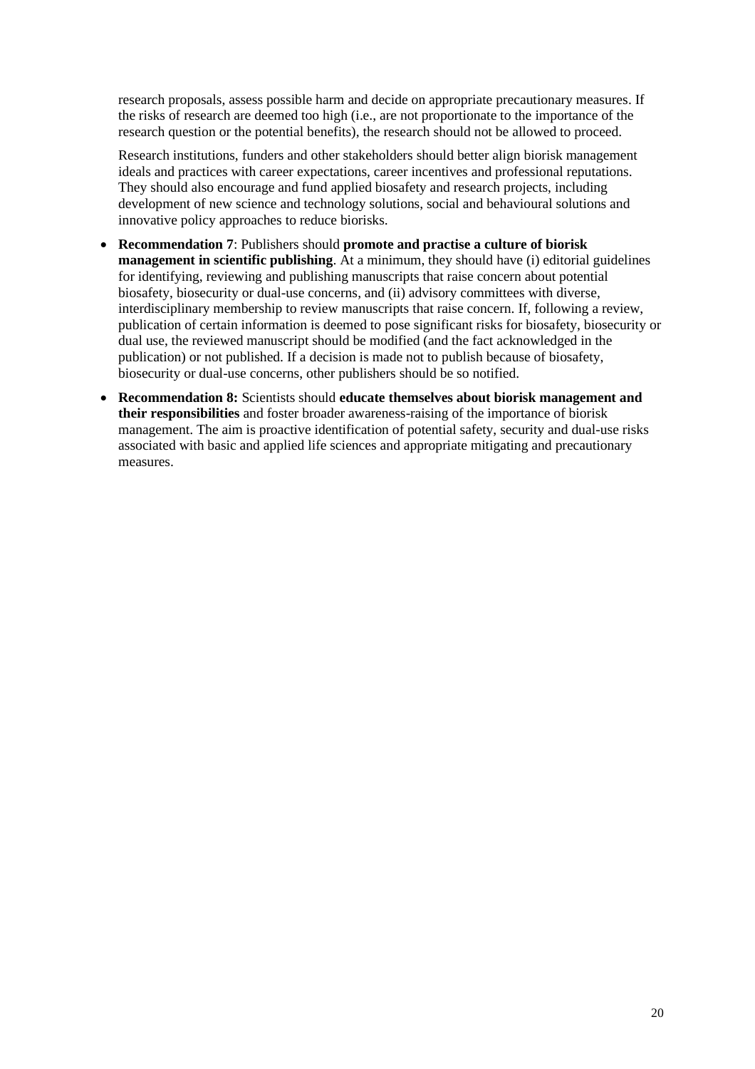research proposals, assess possible harm and decide on appropriate precautionary measures. If the risks of research are deemed too high (i.e., are not proportionate to the importance of the research question or the potential benefits), the research should not be allowed to proceed.

Research institutions, funders and other stakeholders should better align biorisk management ideals and practices with career expectations, career incentives and professional reputations. They should also encourage and fund applied biosafety and research projects, including development of new science and technology solutions, social and behavioural solutions and innovative policy approaches to reduce biorisks.

- **Recommendation 7**: Publishers should **promote and practise a culture of biorisk management in scientific publishing**. At a minimum, they should have (i) editorial guidelines for identifying, reviewing and publishing manuscripts that raise concern about potential biosafety, biosecurity or dual-use concerns, and (ii) advisory committees with diverse, interdisciplinary membership to review manuscripts that raise concern. If, following a review, publication of certain information is deemed to pose significant risks for biosafety, biosecurity or dual use, the reviewed manuscript should be modified (and the fact acknowledged in the publication) or not published. If a decision is made not to publish because of biosafety, biosecurity or dual-use concerns, other publishers should be so notified.
- **Recommendation 8:** Scientists should **educate themselves about biorisk management and their responsibilities** and foster broader awareness-raising of the importance of biorisk management. The aim is proactive identification of potential safety, security and dual-use risks associated with basic and applied life sciences and appropriate mitigating and precautionary measures.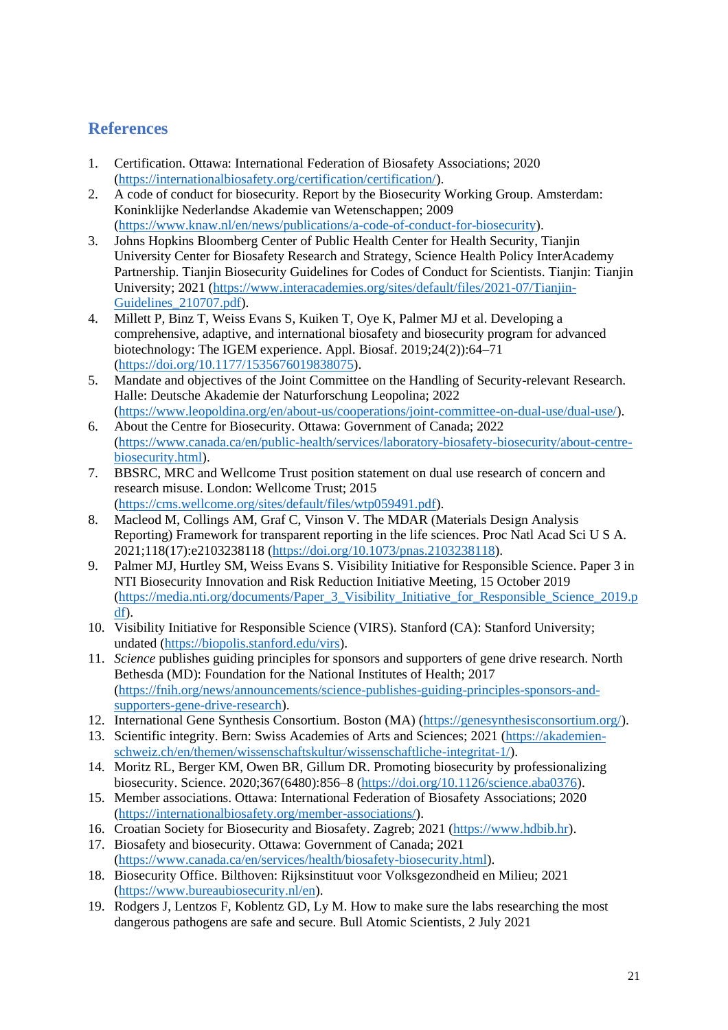## References

1. Certification. Ottawa: International Federation of Biosafety Associations; 2020 (https://internationalbiosafety.org/certification/certification/).
2. A code of conduct for biosecurity. Report by the Biosecurity Working Group. Amsterdam: Koninklijke Nederlandse Akademie van Wetenschappen; 2009 (https://www.knaw.nl/en/news/publications/a-code-of-conduct-for-biosecurity).
3. Johns Hopkins Bloomberg Center of Public Health Center for Health Security, Tianjin University Center for Biosafety Research and Strategy, Science Health Policy InterAcademy Partnership. Tianjin Biosecurity Guidelines for Codes of Conduct for Scientists. Tianjin: Tianjin University; 2021 (https://www.interacademies.org/sites/default/files/2021-07/Tianjin-Guidelines_210707.pdf).
4. Millett P, Binz T, Weiss Evans S, Kuiken T, Oye K, Palmer MJ et al. Developing a comprehensive, adaptive, and international biosafety and biosecurity program for advanced biotechnology: The IGEM experience. Appl. Biosaf. 2019;24(2)):64–71 (https://doi.org/10.1177/1535676019838075).
5. Mandate and objectives of the Joint Committee on the Handling of Security-relevant Research. Halle: Deutsche Akademie der Naturforschung Leopolina; 2022 (https://www.leopoldina.org/en/about-us/cooperations/joint-committee-on-dual-use/dual-use/).
6. About the Centre for Biosecurity. Ottawa: Government of Canada; 2022 (https://www.canada.ca/en/public-health/services/laboratory-biosafety-biosecurity/about-centre-biosecurity.html).
7. BBSRC, MRC and Wellcome Trust position statement on dual use research of concern and research misuse. London: Wellcome Trust; 2015 (https://cms.wellcome.org/sites/default/files/wtp059491.pdf).
8. Macleod M, Collings AM, Graf C, Vinson V. The MDAR (Materials Design Analysis Reporting) Framework for transparent reporting in the life sciences. Proc Natl Acad Sci U S A. 2021;118(17):e2103238118 (https://doi.org/10.1073/pnas.2103238118).
9. Palmer MJ, Hurtley SM, Weiss Evans S. Visibility Initiative for Responsible Science. Paper 3 in NTI Biosecurity Innovation and Risk Reduction Initiative Meeting, 15 October 2019 (https://media.nti.org/documents/Paper_3_Visibility_Initiative_for_Responsible_Science_2019.pdf).
10. Visibility Initiative for Responsible Science (VIRS). Stanford (CA): Stanford University; undated (https://biopolis.stanford.edu/virs).
11. *Science* publishes guiding principles for sponsors and supporters of gene drive research. North Bethesda (MD): Foundation for the National Institutes of Health; 2017 (https://fnih.org/news/announcements/science-publishes-guiding-principles-sponsors-and-supporters-gene-drive-research).
12. International Gene Synthesis Consortium. Boston (MA) (https://genesynthesisconsortium.org/).
13. Scientific integrity. Bern: Swiss Academies of Arts and Sciences; 2021 (https://akademien-schweiz.ch/en/themen/wissenschaftskultur/wissenschaftliche-integritat-1/).
14. Moritz RL, Berger KM, Owen BR, Gillum DR. Promoting biosecurity by professionalizing biosecurity. Science. 2020;367(6480):856–8 (https://doi.org/10.1126/science.aba0376).
15. Member associations. Ottawa: International Federation of Biosafety Associations; 2020 (https://internationalbiosafety.org/member-associations/).
16. Croatian Society for Biosecurity and Biosafety. Zagreb; 2021 (https://www.hdbib.hr).
17. Biosafety and biosecurity. Ottawa: Government of Canada; 2021 (https://www.canada.ca/en/services/health/biosafety-biosecurity.html).
18. Biosecurity Office. Bilthoven: Rijksinstituut voor Volksgezondheid en Milieu; 2021 (https://www.bureaubiosecurity.nl/en).
19. Rodgers J, Lentzos F, Koblentz GD, Ly M. How to make sure the labs researching the most dangerous pathogens are safe and secure. Bull Atomic Scientists, 2 July 2021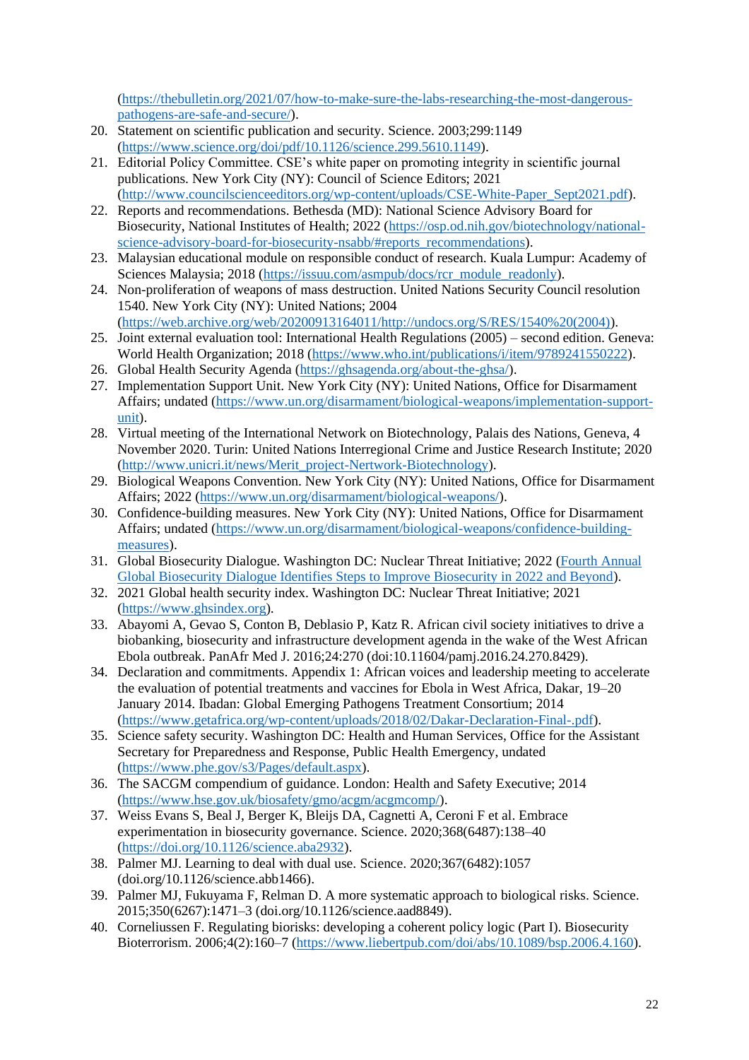(https://thebulletin.org/2021/07/how-to-make-sure-the-labs-researching-the-most-dangerous-pathogens-are-safe-and-secure/).

20. Statement on scientific publication and security. Science. 2003;299:1149 (https://www.science.org/doi/pdf/10.1126/science.299.5610.1149).
21. Editorial Policy Committee. CSE's white paper on promoting integrity in scientific journal publications. New York City (NY): Council of Science Editors; 2021 (http://www.councilscienceeditors.org/wp-content/uploads/CSE-White-Paper_Sept2021.pdf).
22. Reports and recommendations. Bethesda (MD): National Science Advisory Board for Biosecurity, National Institutes of Health; 2022 (https://osp.od.nih.gov/biotechnology/national-science-advisory-board-for-biosecurity-nsabb/#reports_recommendations).
23. Malaysian educational module on responsible conduct of research. Kuala Lumpur: Academy of Sciences Malaysia; 2018 (https://issuu.com/asmpub/docs/rcr_module_readonly).
24. Non-proliferation of weapons of mass destruction. United Nations Security Council resolution 1540. New York City (NY): United Nations; 2004 (https://web.archive.org/web/20200913164011/http://undocs.org/S/RES/1540%20(2004)).
25. Joint external evaluation tool: International Health Regulations (2005) – second edition. Geneva: World Health Organization; 2018 (https://www.who.int/publications/i/item/9789241550222).
26. Global Health Security Agenda (https://ghsagenda.org/about-the-ghsa/).
27. Implementation Support Unit. New York City (NY): United Nations, Office for Disarmament Affairs; undated (https://www.un.org/disarmament/biological-weapons/implementation-support-unit).
28. Virtual meeting of the International Network on Biotechnology, Palais des Nations, Geneva, 4 November 2020. Turin: United Nations Interregional Crime and Justice Research Institute; 2020 (http://www.unicri.it/news/Merit_project-Nertwork-Biotechnology).
29. Biological Weapons Convention. New York City (NY): United Nations, Office for Disarmament Affairs; 2022 (https://www.un.org/disarmament/biological-weapons/).
30. Confidence-building measures. New York City (NY): United Nations, Office for Disarmament Affairs; undated (https://www.un.org/disarmament/biological-weapons/confidence-building-measures).
31. Global Biosecurity Dialogue. Washington DC: Nuclear Threat Initiative; 2022 (Fourth Annual Global Biosecurity Dialogue Identifies Steps to Improve Biosecurity in 2022 and Beyond).
32. 2021 Global health security index. Washington DC: Nuclear Threat Initiative; 2021 (https://www.ghsindex.org).
33. Abayomi A, Gevao S, Conton B, Deblasio P, Katz R. African civil society initiatives to drive a biobanking, biosecurity and infrastructure development agenda in the wake of the West African Ebola outbreak. PanAfr Med J. 2016;24:270 (doi:10.11604/pamj.2016.24.270.8429).
34. Declaration and commitments. Appendix 1: African voices and leadership meeting to accelerate the evaluation of potential treatments and vaccines for Ebola in West Africa, Dakar, 19–20 January 2014. Ibadan: Global Emerging Pathogens Treatment Consortium; 2014 (https://www.getafrica.org/wp-content/uploads/2018/02/Dakar-Declaration-Final-.pdf).
35. Science safety security. Washington DC: Health and Human Services, Office for the Assistant Secretary for Preparedness and Response, Public Health Emergency, undated (https://www.phe.gov/s3/Pages/default.aspx).
36. The SACGM compendium of guidance. London: Health and Safety Executive; 2014 (https://www.hse.gov.uk/biosafety/gmo/acgm/acgmcomp/).
37. Weiss Evans S, Beal J, Berger K, Bleijs DA, Cagnetti A, Ceroni F et al. Embrace experimentation in biosecurity governance. Science. 2020;368(6487):138–40 (https://doi.org/10.1126/science.aba2932).
38. Palmer MJ. Learning to deal with dual use. Science. 2020;367(6482):1057 (doi.org/10.1126/science.abb1466).
39. Palmer MJ, Fukuyama F, Relman D. A more systematic approach to biological risks. Science. 2015;350(6267):1471–3 (doi.org/10.1126/science.aad8849).
40. Corneliussen F. Regulating biorisks: developing a coherent policy logic (Part I). Biosecurity Bioterrorism. 2006;4(2):160–7 (https://www.liebertpub.com/doi/abs/10.1089/bsp.2006.4.160).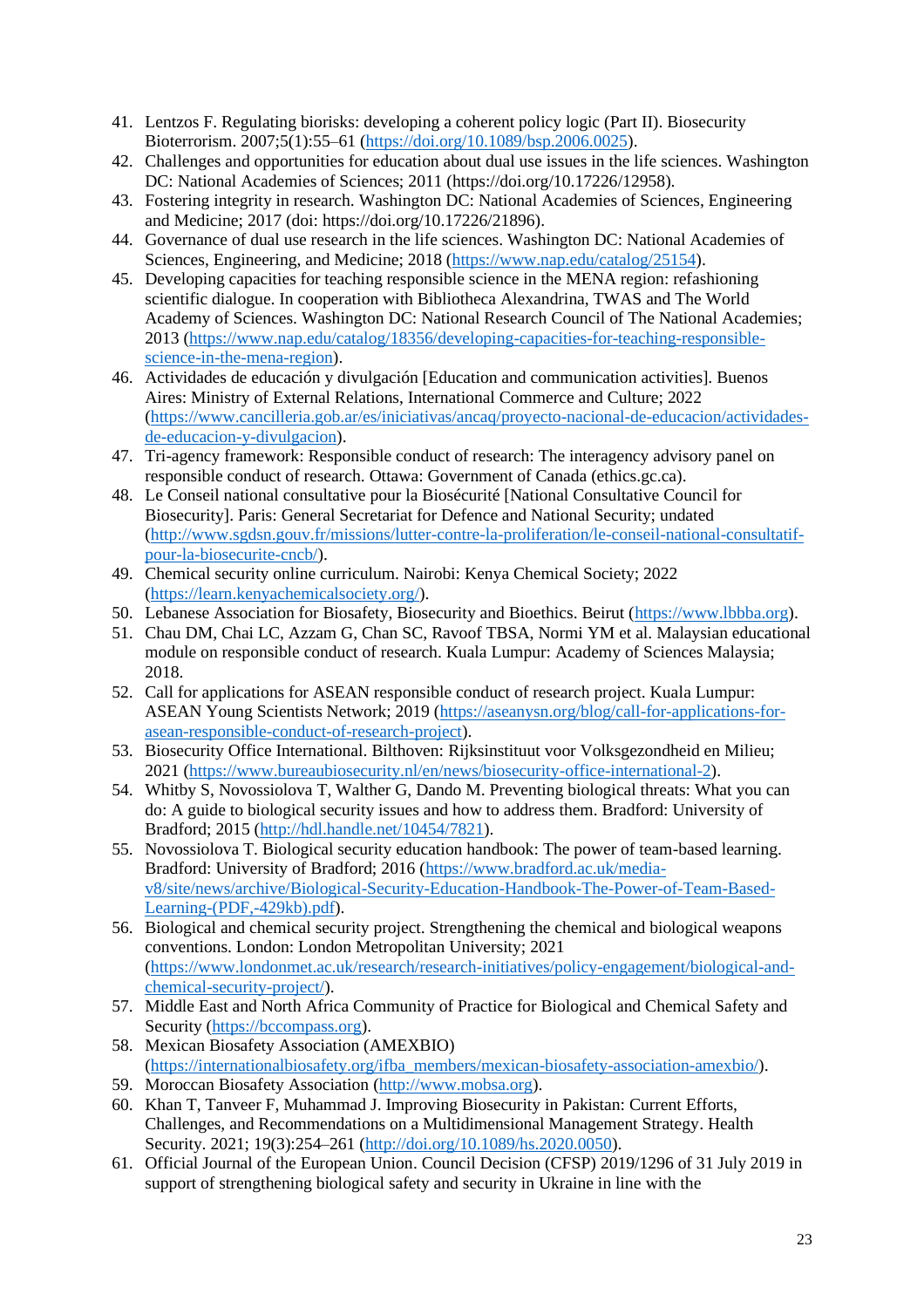41. Lentzos F. Regulating biorisks: developing a coherent policy logic (Part II). Biosecurity Bioterrorism. 2007;5(1):55–61 (https://doi.org/10.1089/bsp.2006.0025).
42. Challenges and opportunities for education about dual use issues in the life sciences. Washington DC: National Academies of Sciences; 2011 (https://doi.org/10.17226/12958).
43. Fostering integrity in research. Washington DC: National Academies of Sciences, Engineering and Medicine; 2017 (doi: https://doi.org/10.17226/21896).
44. Governance of dual use research in the life sciences. Washington DC: National Academies of Sciences, Engineering, and Medicine; 2018 (https://www.nap.edu/catalog/25154).
45. Developing capacities for teaching responsible science in the MENA region: refashioning scientific dialogue. In cooperation with Bibliotheca Alexandrina, TWAS and The World Academy of Sciences. Washington DC: National Research Council of The National Academies; 2013 (https://www.nap.edu/catalog/18356/developing-capacities-for-teaching-responsible-science-in-the-mena-region).
46. Actividades de educación y divulgación [Education and communication activities]. Buenos Aires: Ministry of External Relations, International Commerce and Culture; 2022 (https://www.cancilleria.gob.ar/es/iniciativas/ancaq/proyecto-nacional-de-educacion/actividades-de-educacion-y-divulgacion).
47. Tri-agency framework: Responsible conduct of research: The interagency advisory panel on responsible conduct of research. Ottawa: Government of Canada (ethics.gc.ca).
48. Le Conseil national consultative pour la Biosécurité [National Consultative Council for Biosecurity]. Paris: General Secretariat for Defence and National Security; undated (http://www.sgdsn.gouv.fr/missions/lutter-contre-la-proliferation/le-conseil-national-consultatif-pour-la-biosecurite-cncb/).
49. Chemical security online curriculum. Nairobi: Kenya Chemical Society; 2022 (https://learn.kenyachemicalsociety.org/).
50. Lebanese Association for Biosafety, Biosecurity and Bioethics. Beirut (https://www.lbbba.org).
51. Chau DM, Chai LC, Azzam G, Chan SC, Ravoof TBSA, Normi YM et al. Malaysian educational module on responsible conduct of research. Kuala Lumpur: Academy of Sciences Malaysia; 2018.
52. Call for applications for ASEAN responsible conduct of research project. Kuala Lumpur: ASEAN Young Scientists Network; 2019 (https://aseanysn.org/blog/call-for-applications-for-asean-responsible-conduct-of-research-project).
53. Biosecurity Office International. Bilthoven: Rijksinstituut voor Volksgezondheid en Milieu; 2021 (https://www.bureaubiosecurity.nl/en/news/biosecurity-office-international-2).
54. Whitby S, Novossiolova T, Walther G, Dando M. Preventing biological threats: What you can do: A guide to biological security issues and how to address them. Bradford: University of Bradford; 2015 (http://hdl.handle.net/10454/7821).
55. Novossiolova T. Biological security education handbook: The power of team-based learning. Bradford: University of Bradford; 2016 (https://www.bradford.ac.uk/media-v8/site/news/archive/Biological-Security-Education-Handbook-The-Power-of-Team-Based-Learning-(PDF,-429kb).pdf).
56. Biological and chemical security project. Strengthening the chemical and biological weapons conventions. London: London Metropolitan University; 2021 (https://www.londonmet.ac.uk/research/research-initiatives/policy-engagement/biological-and-chemical-security-project/).
57. Middle East and North Africa Community of Practice for Biological and Chemical Safety and Security (https://bccompass.org).
58. Mexican Biosafety Association (AMEXBIO) (https://internationalbiosafety.org/ifba_members/mexican-biosafety-association-amexbio/).
59. Moroccan Biosafety Association (http://www.mobsa.org).
60. Khan T, Tanveer F, Muhammad J. Improving Biosecurity in Pakistan: Current Efforts, Challenges, and Recommendations on a Multidimensional Management Strategy. Health Security. 2021; 19(3):254–261 (http://doi.org/10.1089/hs.2020.0050).
61. Official Journal of the European Union. Council Decision (CFSP) 2019/1296 of 31 July 2019 in support of strengthening biological safety and security in Ukraine in line with the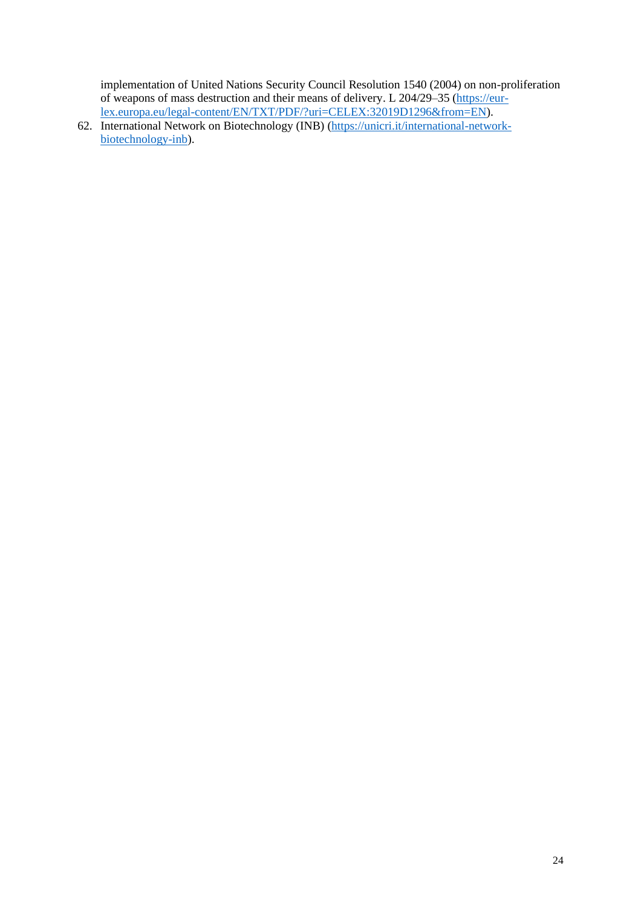implementation of United Nations Security Council Resolution 1540 (2004) on non-proliferation of weapons of mass destruction and their means of delivery. L 204/29–35 (https://eur-lex.europa.eu/legal-content/EN/TXT/PDF/?uri=CELEX:32019D1296&from=EN).

62. International Network on Biotechnology (INB) (https://unicri.it/international-network-biotechnology-inb).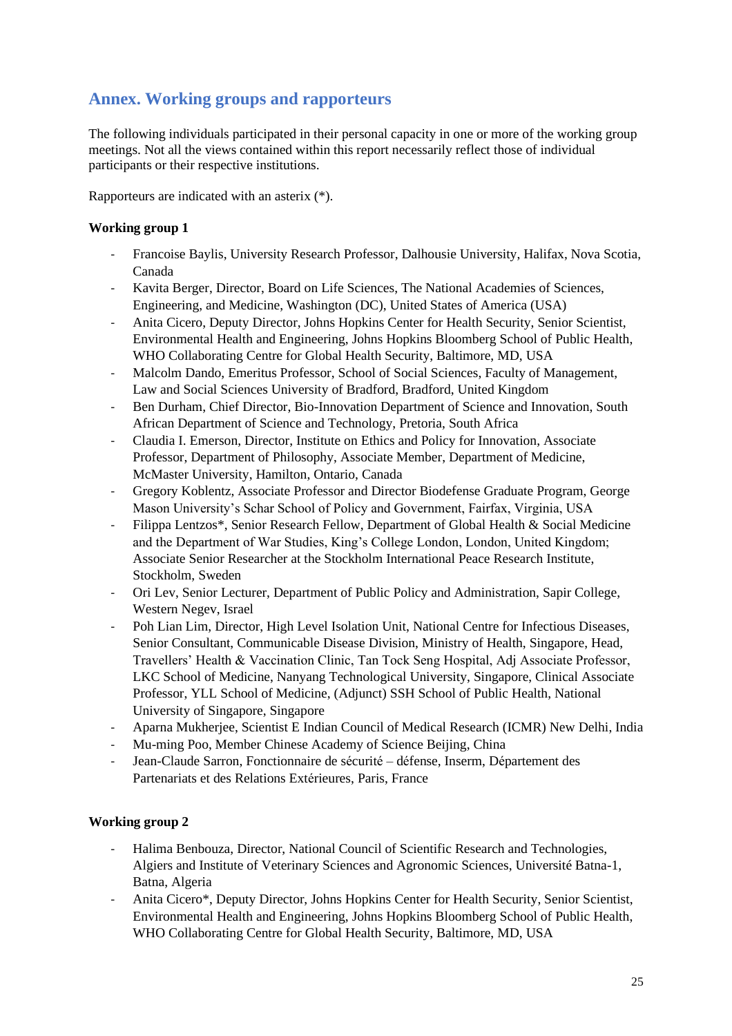## Annex. Working groups and rapporteurs

The following individuals participated in their personal capacity in one or more of the working group meetings. Not all the views contained within this report necessarily reflect those of individual participants or their respective institutions.

Rapporteurs are indicated with an asterix (*).

**Working group 1**

- Francoise Baylis, University Research Professor, Dalhousie University, Halifax, Nova Scotia, Canada
- Kavita Berger, Director, Board on Life Sciences, The National Academies of Sciences, Engineering, and Medicine, Washington (DC), United States of America (USA)
- Anita Cicero, Deputy Director, Johns Hopkins Center for Health Security, Senior Scientist, Environmental Health and Engineering, Johns Hopkins Bloomberg School of Public Health, WHO Collaborating Centre for Global Health Security, Baltimore, MD, USA
- Malcolm Dando, Emeritus Professor, School of Social Sciences, Faculty of Management, Law and Social Sciences University of Bradford, Bradford, United Kingdom
- Ben Durham, Chief Director, Bio-Innovation Department of Science and Innovation, South African Department of Science and Technology, Pretoria, South Africa
- Claudia I. Emerson, Director, Institute on Ethics and Policy for Innovation, Associate Professor, Department of Philosophy, Associate Member, Department of Medicine, McMaster University, Hamilton, Ontario, Canada
- Gregory Koblentz, Associate Professor and Director Biodefense Graduate Program, George Mason University's Schar School of Policy and Government, Fairfax, Virginia, USA
- Filippa Lentzos*, Senior Research Fellow, Department of Global Health & Social Medicine and the Department of War Studies, King's College London, London, United Kingdom; Associate Senior Researcher at the Stockholm International Peace Research Institute, Stockholm, Sweden
- Ori Lev, Senior Lecturer, Department of Public Policy and Administration, Sapir College, Western Negev, Israel
- Poh Lian Lim, Director, High Level Isolation Unit, National Centre for Infectious Diseases, Senior Consultant, Communicable Disease Division, Ministry of Health, Singapore, Head, Travellers' Health & Vaccination Clinic, Tan Tock Seng Hospital, Adj Associate Professor, LKC School of Medicine, Nanyang Technological University, Singapore, Clinical Associate Professor, YLL School of Medicine, (Adjunct) SSH School of Public Health, National University of Singapore, Singapore
- Aparna Mukherjee, Scientist E Indian Council of Medical Research (ICMR) New Delhi, India
- Mu-ming Poo, Member Chinese Academy of Science Beijing, China
- Jean-Claude Sarron, Fonctionnaire de sécurité – défense, Inserm, Département des Partenariats et des Relations Extérieures, Paris, France

**Working group 2**

- Halima Benbouza, Director, National Council of Scientific Research and Technologies, Algiers and Institute of Veterinary Sciences and Agronomic Sciences, Université Batna-1, Batna, Algeria
- Anita Cicero*, Deputy Director, Johns Hopkins Center for Health Security, Senior Scientist, Environmental Health and Engineering, Johns Hopkins Bloomberg School of Public Health, WHO Collaborating Centre for Global Health Security, Baltimore, MD, USA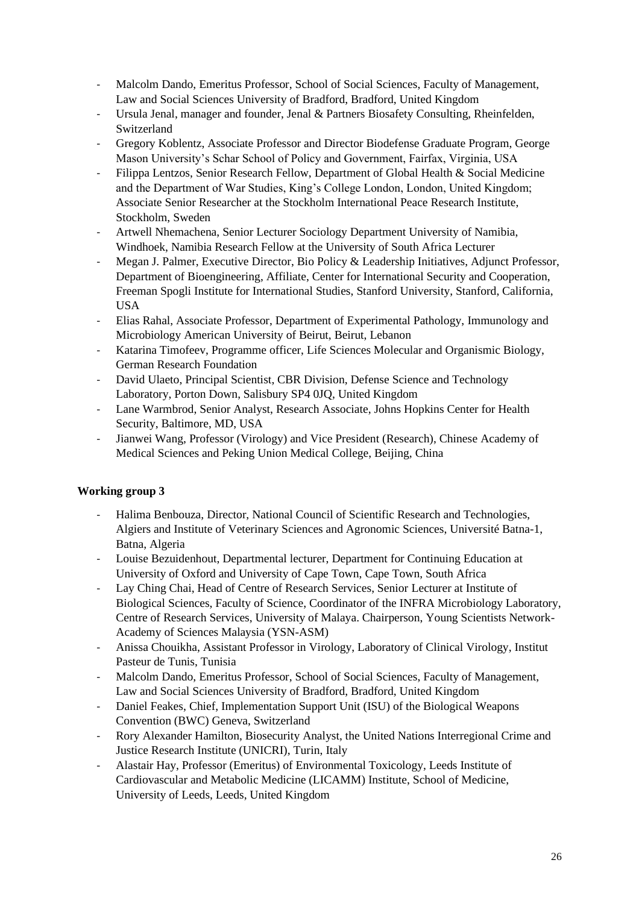- Malcolm Dando, Emeritus Professor, School of Social Sciences, Faculty of Management, Law and Social Sciences University of Bradford, Bradford, United Kingdom
- Ursula Jenal, manager and founder, Jenal & Partners Biosafety Consulting, Rheinfelden, Switzerland
- Gregory Koblentz, Associate Professor and Director Biodefense Graduate Program, George Mason University's Schar School of Policy and Government, Fairfax, Virginia, USA
- Filippa Lentzos, Senior Research Fellow, Department of Global Health & Social Medicine and the Department of War Studies, King's College London, London, United Kingdom; Associate Senior Researcher at the Stockholm International Peace Research Institute, Stockholm, Sweden
- Artwell Nhemachena, Senior Lecturer Sociology Department University of Namibia, Windhoek, Namibia Research Fellow at the University of South Africa Lecturer
- Megan J. Palmer, Executive Director, Bio Policy & Leadership Initiatives, Adjunct Professor, Department of Bioengineering, Affiliate, Center for International Security and Cooperation, Freeman Spogli Institute for International Studies, Stanford University, Stanford, California, USA
- Elias Rahal, Associate Professor, Department of Experimental Pathology, Immunology and Microbiology American University of Beirut, Beirut, Lebanon
- Katarina Timofeev, Programme officer, Life Sciences Molecular and Organismic Biology, German Research Foundation
- David Ulaeto, Principal Scientist, CBR Division, Defense Science and Technology Laboratory, Porton Down, Salisbury SP4 0JQ, United Kingdom
- Lane Warmbrod, Senior Analyst, Research Associate, Johns Hopkins Center for Health Security, Baltimore, MD, USA
- Jianwei Wang, Professor (Virology) and Vice President (Research), Chinese Academy of Medical Sciences and Peking Union Medical College, Beijing, China

**Working group 3**

- Halima Benbouza, Director, National Council of Scientific Research and Technologies, Algiers and Institute of Veterinary Sciences and Agronomic Sciences, Université Batna-1, Batna, Algeria
- Louise Bezuidenhout, Departmental lecturer, Department for Continuing Education at University of Oxford and University of Cape Town, Cape Town, South Africa
- Lay Ching Chai, Head of Centre of Research Services, Senior Lecturer at Institute of Biological Sciences, Faculty of Science, Coordinator of the INFRA Microbiology Laboratory, Centre of Research Services, University of Malaya. Chairperson, Young Scientists Network-Academy of Sciences Malaysia (YSN-ASM)
- Anissa Chouikha, Assistant Professor in Virology, Laboratory of Clinical Virology, Institut Pasteur de Tunis, Tunisia
- Malcolm Dando, Emeritus Professor, School of Social Sciences, Faculty of Management, Law and Social Sciences University of Bradford, Bradford, United Kingdom
- Daniel Feakes, Chief, Implementation Support Unit (ISU) of the Biological Weapons Convention (BWC) Geneva, Switzerland
- Rory Alexander Hamilton, Biosecurity Analyst, the United Nations Interregional Crime and Justice Research Institute (UNICRI), Turin, Italy
- Alastair Hay, Professor (Emeritus) of Environmental Toxicology, Leeds Institute of Cardiovascular and Metabolic Medicine (LICAMM) Institute, School of Medicine, University of Leeds, Leeds, United Kingdom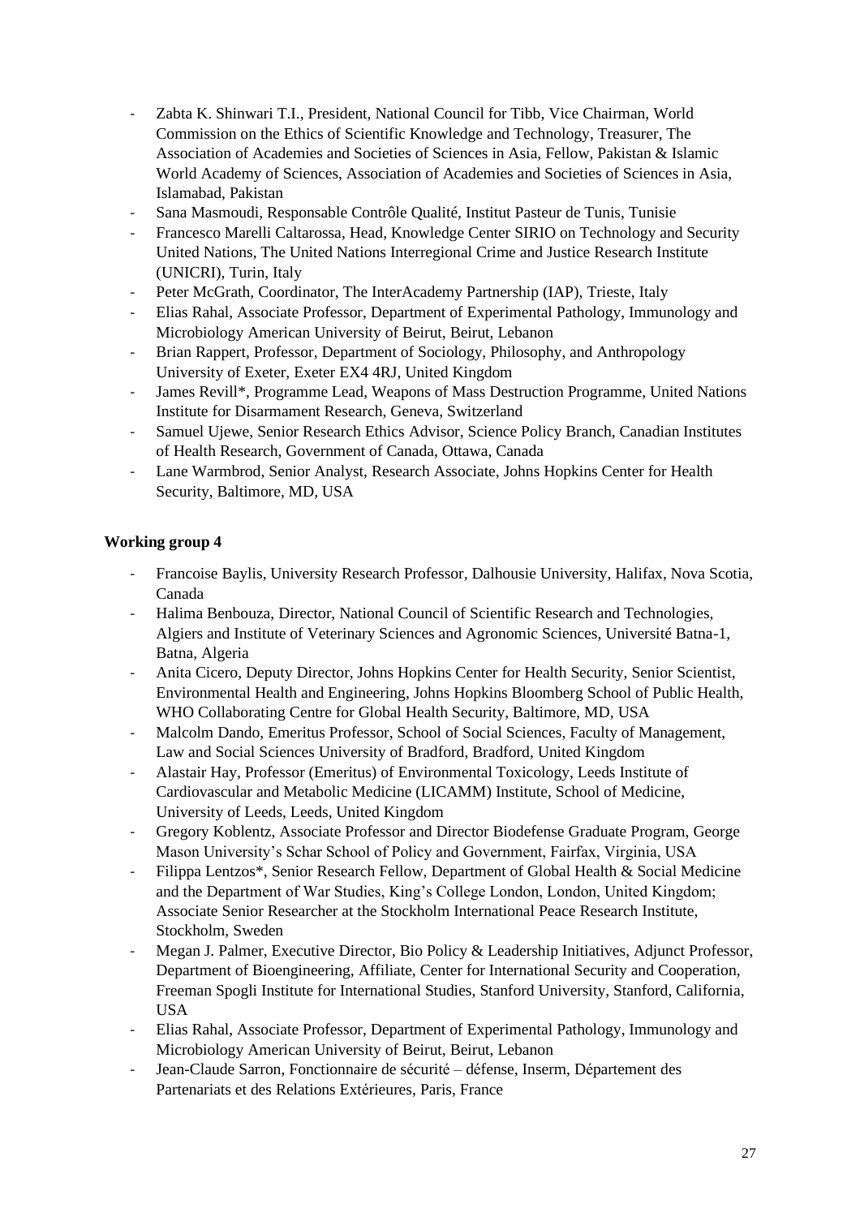- Zabta K. Shinwari T.I., President, National Council for Tibb, Vice Chairman, World Commission on the Ethics of Scientific Knowledge and Technology, Treasurer, The Association of Academies and Societies of Sciences in Asia, Fellow, Pakistan & Islamic World Academy of Sciences, Association of Academies and Societies of Sciences in Asia, Islamabad, Pakistan
- Sana Masmoudi, Responsable Contrôle Qualité, Institut Pasteur de Tunis, Tunisie
- Francesco Marelli Caltarossa, Head, Knowledge Center SIRIO on Technology and Security United Nations, The United Nations Interregional Crime and Justice Research Institute (UNICRI), Turin, Italy
- Peter McGrath, Coordinator, The InterAcademy Partnership (IAP), Trieste, Italy
- Elias Rahal, Associate Professor, Department of Experimental Pathology, Immunology and Microbiology American University of Beirut, Beirut, Lebanon
- Brian Rappert, Professor, Department of Sociology, Philosophy, and Anthropology University of Exeter, Exeter EX4 4RJ, United Kingdom
- James Revill*, Programme Lead, Weapons of Mass Destruction Programme, United Nations Institute for Disarmament Research, Geneva, Switzerland
- Samuel Ujewe, Senior Research Ethics Advisor, Science Policy Branch, Canadian Institutes of Health Research, Government of Canada, Ottawa, Canada
- Lane Warmbrod, Senior Analyst, Research Associate, Johns Hopkins Center for Health Security, Baltimore, MD, USA

**Working group 4**

- Francoise Baylis, University Research Professor, Dalhousie University, Halifax, Nova Scotia, Canada
- Halima Benbouza, Director, National Council of Scientific Research and Technologies, Algiers and Institute of Veterinary Sciences and Agronomic Sciences, Université Batna-1, Batna, Algeria
- Anita Cicero, Deputy Director, Johns Hopkins Center for Health Security, Senior Scientist, Environmental Health and Engineering, Johns Hopkins Bloomberg School of Public Health, WHO Collaborating Centre for Global Health Security, Baltimore, MD, USA
- Malcolm Dando, Emeritus Professor, School of Social Sciences, Faculty of Management, Law and Social Sciences University of Bradford, Bradford, United Kingdom
- Alastair Hay, Professor (Emeritus) of Environmental Toxicology, Leeds Institute of Cardiovascular and Metabolic Medicine (LICAMM) Institute, School of Medicine, University of Leeds, Leeds, United Kingdom
- Gregory Koblentz, Associate Professor and Director Biodefense Graduate Program, George Mason University's Schar School of Policy and Government, Fairfax, Virginia, USA
- Filippa Lentzos*, Senior Research Fellow, Department of Global Health & Social Medicine and the Department of War Studies, King's College London, London, United Kingdom; Associate Senior Researcher at the Stockholm International Peace Research Institute, Stockholm, Sweden
- Megan J. Palmer, Executive Director, Bio Policy & Leadership Initiatives, Adjunct Professor, Department of Bioengineering, Affiliate, Center for International Security and Cooperation, Freeman Spogli Institute for International Studies, Stanford University, Stanford, California, USA
- Elias Rahal, Associate Professor, Department of Experimental Pathology, Immunology and Microbiology American University of Beirut, Beirut, Lebanon
- Jean-Claude Sarron, Fonctionnaire de sécurité – défense, Inserm, Département des Partenariats et des Relations Extérieures, Paris, France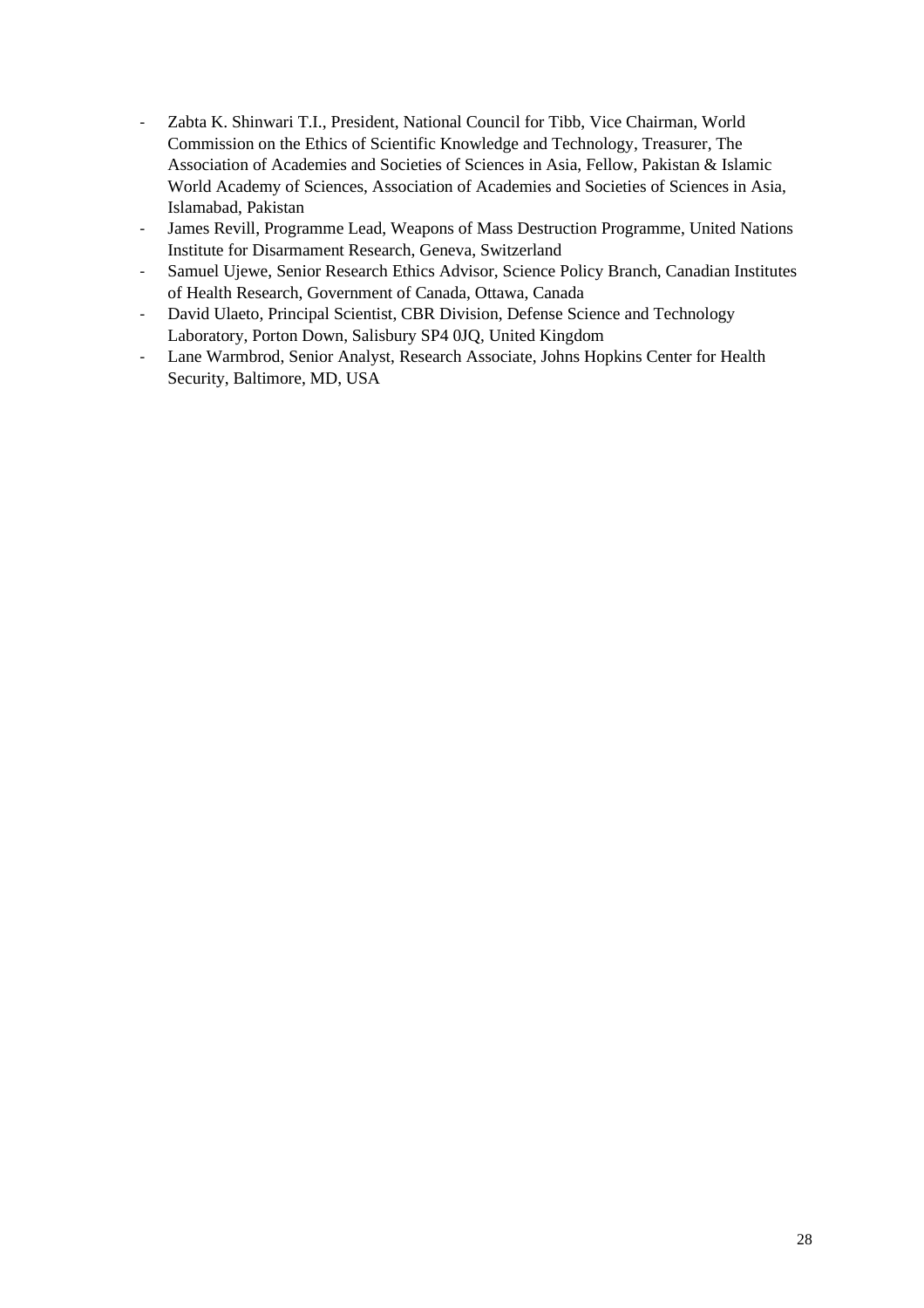- Zabta K. Shinwari T.I., President, National Council for Tibb, Vice Chairman, World Commission on the Ethics of Scientific Knowledge and Technology, Treasurer, The Association of Academies and Societies of Sciences in Asia, Fellow, Pakistan & Islamic World Academy of Sciences, Association of Academies and Societies of Sciences in Asia, Islamabad, Pakistan
- James Revill, Programme Lead, Weapons of Mass Destruction Programme, United Nations Institute for Disarmament Research, Geneva, Switzerland
- Samuel Ujewe, Senior Research Ethics Advisor, Science Policy Branch, Canadian Institutes of Health Research, Government of Canada, Ottawa, Canada
- David Ulaeto, Principal Scientist, CBR Division, Defense Science and Technology Laboratory, Porton Down, Salisbury SP4 0JQ, United Kingdom
- Lane Warmbrod, Senior Analyst, Research Associate, Johns Hopkins Center for Health Security, Baltimore, MD, USA